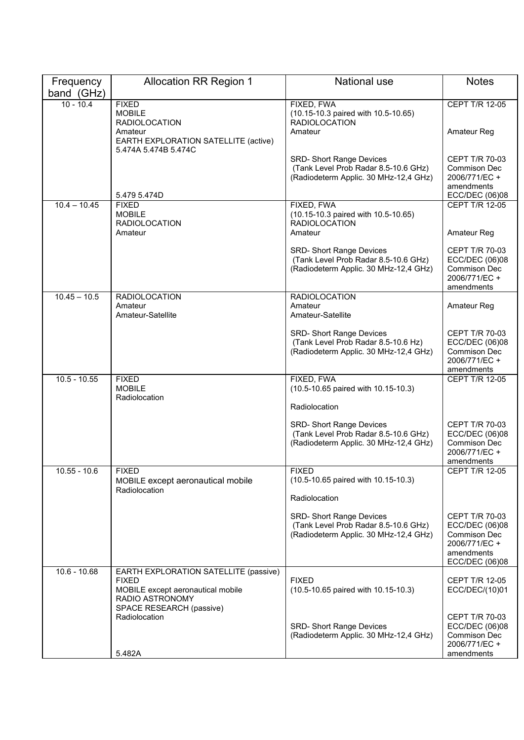| Frequency band (GHz) | Allocation RR Region 1 | National use | Notes |
|---|---|---|---|
| 10 - 10.4 | FIXED<br>MOBILE<br>RADIOLOCATION<br>Amateur<br>EARTH EXPLORATION SATELLITE (active)<br>5.474A 5.474B 5.474C<br><br>5.479 5.474D | FIXED, FWA<br>(10.15-10.3 paired with 10.5-10.65)<br>RADIOLOCATION<br>Amateur<br><br>SRD- Short Range Devices<br>(Tank Level Prob Radar 8.5-10.6 GHz)<br>(Radiodeterm Applic. 30 MHz-12,4 GHz) | CEPT T/R 12-05<br><br>Amateur Reg<br><br>CEPT T/R 70-03<br>Commison Dec 2006/771/EC + amendments<br>ECC/DEC (06)08 |
| 10.4 – 10.45 | FIXED<br>MOBILE<br>RADIOLOCATION<br>Amateur | FIXED, FWA<br>(10.15-10.3 paired with 10.5-10.65)<br>RADIOLOCATION<br>Amateur<br><br>SRD- Short Range Devices<br>(Tank Level Prob Radar 8.5-10.6 GHz)<br>(Radiodeterm Applic. 30 MHz-12,4 GHz) | CEPT T/R 12-05<br><br>Amateur Reg<br><br>CEPT T/R 70-03<br>ECC/DEC (06)08<br>Commison Dec 2006/771/EC + amendments |
| 10.45 – 10.5 | RADIOLOCATION<br>Amateur<br>Amateur-Satellite | RADIOLOCATION<br>Amateur<br>Amateur-Satellite<br><br>SRD- Short Range Devices<br>(Tank Level Prob Radar 8.5-10.6 Hz)<br>(Radiodeterm Applic. 30 MHz-12,4 GHz) | Amateur Reg<br><br>CEPT T/R 70-03<br>ECC/DEC (06)08<br>Commison Dec 2006/771/EC + amendments |
| 10.5 - 10.55 | FIXED<br>MOBILE<br>Radiolocation | FIXED, FWA<br>(10.5-10.65 paired with 10.15-10.3)<br><br>Radiolocation<br><br>SRD- Short Range Devices<br>(Tank Level Prob Radar 8.5-10.6 GHz)<br>(Radiodeterm Applic. 30 MHz-12,4 GHz) | CEPT T/R 12-05<br><br>CEPT T/R 70-03<br>ECC/DEC (06)08<br>Commison Dec 2006/771/EC + amendments |
| 10.55 - 10.6 | FIXED<br>MOBILE except aeronautical mobile<br>Radiolocation | FIXED<br>(10.5-10.65 paired with 10.15-10.3)<br><br>Radiolocation<br><br>SRD- Short Range Devices<br>(Tank Level Prob Radar 8.5-10.6 GHz)<br>(Radiodeterm Applic. 30 MHz-12,4 GHz) | CEPT T/R 12-05<br><br>CEPT T/R 70-03<br>ECC/DEC (06)08<br>Commison Dec 2006/771/EC + amendments<br>ECC/DEC (06)08 |
| 10.6 - 10.68 | EARTH EXPLORATION SATELLITE (passive)<br>FIXED<br>MOBILE except aeronautical mobile<br>RADIO ASTRONOMY<br>SPACE RESEARCH (passive)<br>Radiolocation<br><br>5.482A | FIXED<br>(10.5-10.65 paired with 10.15-10.3)<br><br>SRD- Short Range Devices<br>(Radiodeterm Applic. 30 MHz-12,4 GHz) | CEPT T/R 12-05<br>ECC/DEC/(10)01<br><br>CEPT T/R 70-03<br>ECC/DEC (06)08<br>Commison Dec 2006/771/EC + amendments |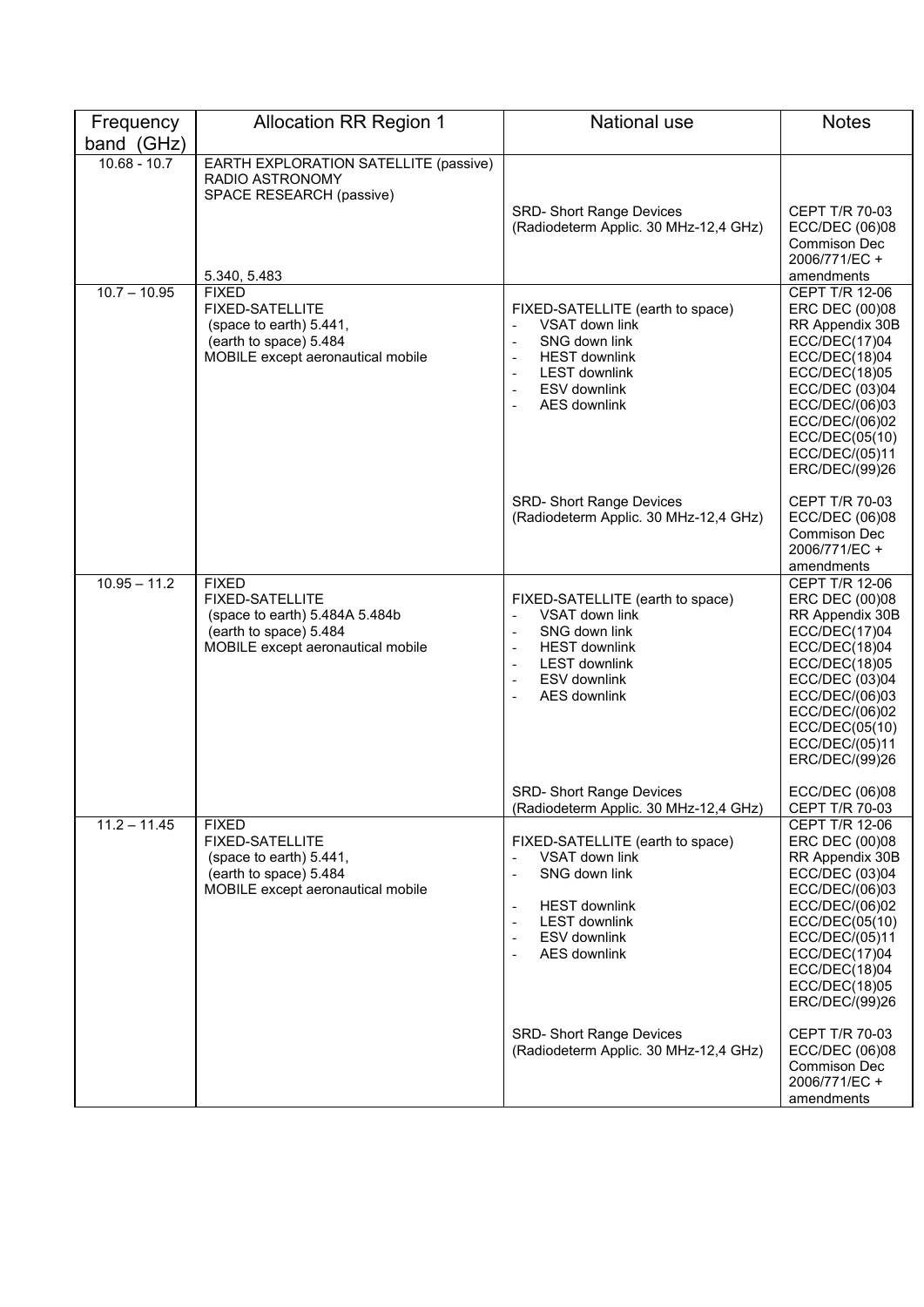| Frequency band (GHz) | Allocation RR Region 1 | National use | Notes |
|---|---|---|---|
| 10.68 - 10.7 | EARTH EXPLORATION SATELLITE (passive)<br>RADIO ASTRONOMY<br>SPACE RESEARCH (passive)<br><br>5.340, 5.483 | SRD- Short Range Devices<br>(Radiodeterm Applic. 30 MHz-12,4 GHz) | CEPT T/R 70-03<br>ECC/DEC (06)08<br>Commison Dec 2006/771/EC + amendments |
| 10.7 – 10.95 | FIXED<br>FIXED-SATELLITE<br>(space to earth) 5.441,<br>(earth to space) 5.484<br>MOBILE except aeronautical mobile | FIXED-SATELLITE (earth to space)<br>- VSAT down link<br>- SNG down link<br>- HEST downlink<br>- LEST downlink<br>- ESV downlink<br>- AES downlink | CEPT T/R 12-06<br>ERC DEC (00)08<br>RR Appendix 30B<br>ECC/DEC(17)04<br>ECC/DEC(18)04<br>ECC/DEC(18)05<br>ECC/DEC (03)04<br>ECC/DEC/(06)03<br>ECC/DEC/(06)02<br>ECC/DEC(05(10)<br>ECC/DEC/(05)11<br>ERC/DEC/(99)26 |
| | | SRD- Short Range Devices<br>(Radiodeterm Applic. 30 MHz-12,4 GHz) | CEPT T/R 70-03<br>ECC/DEC (06)08<br>Commison Dec 2006/771/EC + amendments |
| 10.95 – 11.2 | FIXED<br>FIXED-SATELLITE<br>(space to earth) 5.484A 5.484b<br>(earth to space) 5.484<br>MOBILE except aeronautical mobile | FIXED-SATELLITE (earth to space)<br>- VSAT down link<br>- SNG down link<br>- HEST downlink<br>- LEST downlink<br>- ESV downlink<br>- AES downlink | CEPT T/R 12-06<br>ERC DEC (00)08<br>RR Appendix 30B<br>ECC/DEC(17)04<br>ECC/DEC(18)04<br>ECC/DEC(18)05<br>ECC/DEC (03)04<br>ECC/DEC/(06)03<br>ECC/DEC/(06)02<br>ECC/DEC(05(10)<br>ECC/DEC/(05)11<br>ERC/DEC/(99)26 |
| | | SRD- Short Range Devices<br>(Radiodeterm Applic. 30 MHz-12,4 GHz) | ECC/DEC (06)08<br>CEPT T/R 70-03 |
| 11.2 – 11.45 | FIXED<br>FIXED-SATELLITE<br>(space to earth) 5.441,<br>(earth to space) 5.484<br>MOBILE except aeronautical mobile | FIXED-SATELLITE (earth to space)<br>- VSAT down link<br>- SNG down link<br><br>- HEST downlink<br>- LEST downlink<br>- ESV downlink<br>- AES downlink | CEPT T/R 12-06<br>ERC DEC (00)08<br>RR Appendix 30B<br>ECC/DEC (03)04<br>ECC/DEC/(06)03<br>ECC/DEC/(06)02<br>ECC/DEC(05(10)<br>ECC/DEC/(05)11<br>ECC/DEC(17)04<br>ECC/DEC(18)04<br>ECC/DEC(18)05<br>ERC/DEC/(99)26 |
| | | SRD- Short Range Devices<br>(Radiodeterm Applic. 30 MHz-12,4 GHz) | CEPT T/R 70-03<br>ECC/DEC (06)08<br>Commison Dec 2006/771/EC + amendments |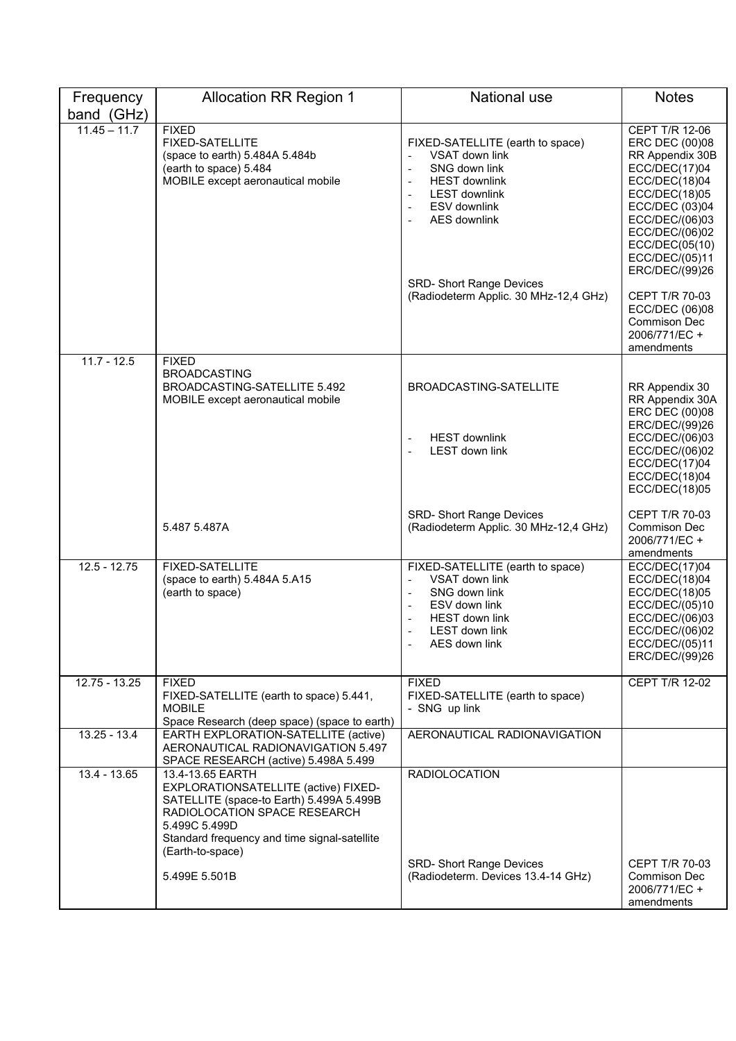| Frequency band (GHz) | Allocation RR Region 1 | National use | Notes |
|---|---|---|---|
| 11.45 – 11.7 | FIXED<br>FIXED-SATELLITE<br>(space to earth) 5.484A 5.484b<br>(earth to space) 5.484<br>MOBILE except aeronautical mobile | FIXED-SATELLITE (earth to space)<br>- VSAT down link<br>- SNG down link<br>- HEST downlink<br>- LEST downlink<br>- ESV downlink<br>- AES downlink<br><br>SRD- Short Range Devices<br>(Radiodeterm Applic. 30 MHz-12,4 GHz) | CEPT T/R 12-06<br>ERC DEC (00)08<br>RR Appendix 30B<br>ECC/DEC(17)04<br>ECC/DEC(18)04<br>ECC/DEC(18)05<br>ECC/DEC (03)04<br>ECC/DEC/(06)03<br>ECC/DEC/(06)02<br>ECC/DEC(05(10)<br>ECC/DEC/(05)11<br>ERC/DEC/(99)26<br><br>CEPT T/R 70-03<br>ECC/DEC (06)08<br>Commison Dec 2006/771/EC + amendments |
| 11.7 - 12.5 | FIXED<br>BROADCASTING<br>BROADCASTING-SATELLITE 5.492<br>MOBILE except aeronautical mobile<br><br>5.487 5.487A | BROADCASTING-SATELLITE<br><br>- HEST downlink<br>- LEST down link<br><br>SRD- Short Range Devices<br>(Radiodeterm Applic. 30 MHz-12,4 GHz) | RR Appendix 30<br>RR Appendix 30A<br>ERC DEC (00)08<br>ERC/DEC/(99)26<br>ECC/DEC/(06)03<br>ECC/DEC/(06)02<br>ECC/DEC(17)04<br>ECC/DEC(18)04<br>ECC/DEC(18)05<br><br>CEPT T/R 70-03<br>Commison Dec 2006/771/EC + amendments |
| 12.5 - 12.75 | FIXED-SATELLITE<br>(space to earth) 5.484A 5.A15<br>(earth to space) | FIXED-SATELLITE (earth to space)<br>- VSAT down link<br>- SNG down link<br>- ESV down link<br>- HEST down link<br>- LEST down link<br>- AES down link | ECC/DEC(17)04<br>ECC/DEC(18)04<br>ECC/DEC(18)05<br>ECC/DEC/(05)10<br>ECC/DEC/(06)03<br>ECC/DEC/(06)02<br>ECC/DEC/(05)11<br>ERC/DEC/(99)26 |
| 12.75 - 13.25 | FIXED<br>FIXED-SATELLITE (earth to space) 5.441,<br>MOBILE<br>Space Research (deep space) (space to earth) | FIXED<br>FIXED-SATELLITE (earth to space)<br>- SNG up link | CEPT T/R 12-02 |
| 13.25 - 13.4 | EARTH EXPLORATION-SATELLITE (active)<br>AERONAUTICAL RADIONAVIGATION 5.497<br>SPACE RESEARCH (active) 5.498A 5.499 | AERONAUTICAL RADIONAVIGATION | |
| 13.4 - 13.65 | 13.4-13.65 EARTH EXPLORATIONSATELLITE (active) FIXED-SATELLITE (space-to Earth) 5.499A 5.499B RADIOLOCATION SPACE RESEARCH 5.499C 5.499D<br>Standard frequency and time signal-satellite (Earth-to-space)<br><br>5.499E 5.501B | RADIOLOCATION<br><br>SRD- Short Range Devices<br>(Radiodeterm. Devices 13.4-14 GHz) | CEPT T/R 70-03<br>Commison Dec 2006/771/EC + amendments |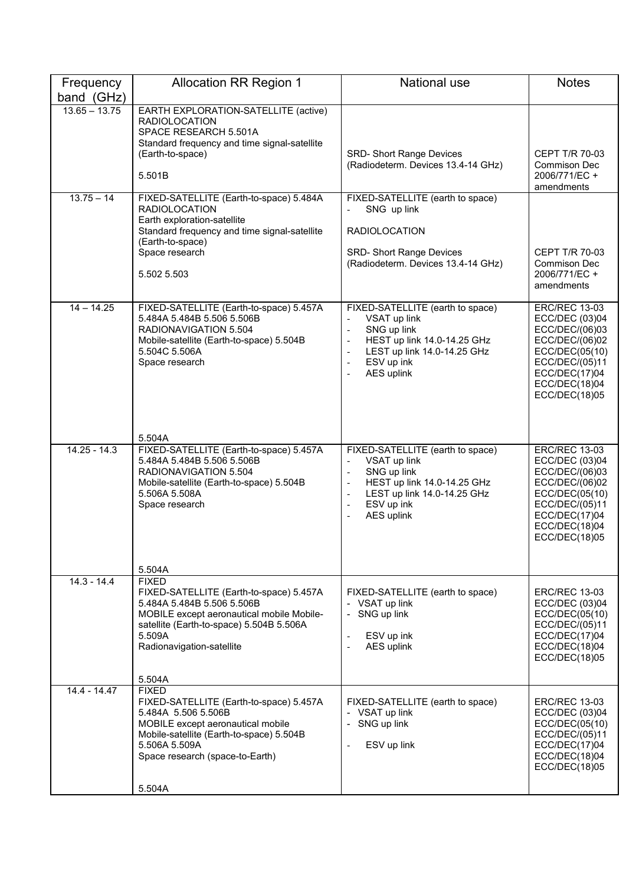| Frequency band (GHz) | Allocation RR Region 1 | National use | Notes |
|---|---|---|---|
| 13.65 – 13.75 | EARTH EXPLORATION-SATELLITE (active)<br>RADIOLOCATION<br>SPACE RESEARCH 5.501A<br>Standard frequency and time signal-satellite (Earth-to-space)<br><br>5.501B | SRD- Short Range Devices (Radiodeterm. Devices 13.4-14 GHz) | CEPT T/R 70-03 Commison Dec 2006/771/EC + amendments |
| 13.75 – 14 | FIXED-SATELLITE (Earth-to-space) 5.484A<br>RADIOLOCATION<br>Earth exploration-satellite<br>Standard frequency and time signal-satellite (Earth-to-space)<br>Space research<br><br>5.502 5.503 | FIXED-SATELLITE (earth to space)<br>- SNG up link<br><br>RADIOLOCATION<br><br>SRD- Short Range Devices (Radiodeterm. Devices 13.4-14 GHz) | CEPT T/R 70-03 Commison Dec 2006/771/EC + amendments |
| 14 – 14.25 | FIXED-SATELLITE (Earth-to-space) 5.457A 5.484A 5.484B 5.506 5.506B<br>RADIONAVIGATION 5.504<br>Mobile-satellite (Earth-to-space) 5.504B 5.504C 5.506A<br>Space research<br><br>5.504A | FIXED-SATELLITE (earth to space)<br>- VSAT up link<br>- SNG up link<br>- HEST up link 14.0-14.25 GHz<br>- LEST up link 14.0-14.25 GHz<br>- ESV up ink<br>- AES uplink | ERC/REC 13-03<br>ECC/DEC (03)04<br>ECC/DEC/(06)03<br>ECC/DEC/(06)02<br>ECC/DEC(05(10)<br>ECC/DEC/(05)11<br>ECC/DEC(17)04<br>ECC/DEC(18)04<br>ECC/DEC(18)05 |
| 14.25 - 14.3 | FIXED-SATELLITE (Earth-to-space) 5.457A 5.484A 5.484B 5.506 5.506B<br>RADIONAVIGATION 5.504<br>Mobile-satellite (Earth-to-space) 5.504B 5.506A 5.508A<br>Space research<br><br>5.504A | FIXED-SATELLITE (earth to space)<br>- VSAT up link<br>- SNG up link<br>- HEST up link 14.0-14.25 GHz<br>- LEST up link 14.0-14.25 GHz<br>- ESV up ink<br>- AES uplink | ERC/REC 13-03<br>ECC/DEC (03)04<br>ECC/DEC/(06)03<br>ECC/DEC/(06)02<br>ECC/DEC(05(10)<br>ECC/DEC/(05)11<br>ECC/DEC(17)04<br>ECC/DEC(18)04<br>ECC/DEC(18)05 |
| 14.3 - 14.4 | FIXED<br>FIXED-SATELLITE (Earth-to-space) 5.457A 5.484A 5.484B 5.506 5.506B<br>MOBILE except aeronautical mobile Mobile-satellite (Earth-to-space) 5.504B 5.506A 5.509A<br>Radionavigation-satellite<br><br>5.504A | FIXED-SATELLITE (earth to space)<br>- VSAT up link<br>- SNG up link<br><br>- ESV up ink<br>- AES uplink | ERC/REC 13-03<br>ECC/DEC (03)04<br>ECC/DEC(05(10)<br>ECC/DEC/(05)11<br>ECC/DEC(17)04<br>ECC/DEC(18)04<br>ECC/DEC(18)05 |
| 14.4 - 14.47 | FIXED<br>FIXED-SATELLITE (Earth-to-space) 5.457A 5.484A 5.506 5.506B<br>MOBILE except aeronautical mobile<br>Mobile-satellite (Earth-to-space) 5.504B 5.506A 5.509A<br>Space research (space-to-Earth)<br><br>5.504A | FIXED-SATELLITE (earth to space)<br>- VSAT up link<br>- SNG up link<br><br>- ESV up link | ERC/REC 13-03<br>ECC/DEC (03)04<br>ECC/DEC(05(10)<br>ECC/DEC/(05)11<br>ECC/DEC(17)04<br>ECC/DEC(18)04<br>ECC/DEC(18)05 |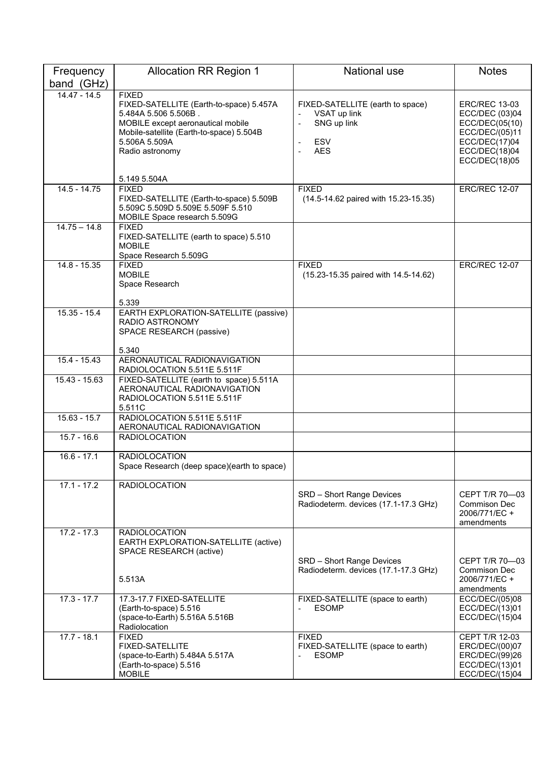| Frequency band (GHz) | Allocation RR Region 1 | National use | Notes |
|---|---|---|---|
| 14.47 - 14.5 | FIXED<br>FIXED-SATELLITE (Earth-to-space) 5.457A 5.484A 5.506 5.506B .<br>MOBILE except aeronautical mobile<br>Mobile-satellite (Earth-to-space) 5.504B 5.506A 5.509A<br>Radio astronomy<br><br>5.149 5.504A | FIXED-SATELLITE (earth to space)<br>- VSAT up link<br>- SNG up link<br><br>- ESV<br>- AES | ERC/REC 13-03<br>ECC/DEC (03)04<br>ECC/DEC(05(10)<br>ECC/DEC/(05)11<br>ECC/DEC(17)04<br>ECC/DEC(18)04<br>ECC/DEC(18)05 |
| 14.5 - 14.75 | FIXED<br>FIXED-SATELLITE (Earth-to-space) 5.509B 5.509C 5.509D 5.509E 5.509F 5.510<br>MOBILE Space research 5.509G | FIXED<br>(14.5-14.62 paired with 15.23-15.35) | ERC/REC 12-07 |
| 14.75 – 14.8 | FIXED<br>FIXED-SATELLITE (earth to space) 5.510<br>MOBILE<br>Space Research 5.509G | | |
| 14.8 - 15.35 | FIXED<br>MOBILE<br>Space Research<br><br>5.339 | FIXED<br>(15.23-15.35 paired with 14.5-14.62) | ERC/REC 12-07 |
| 15.35 - 15.4 | EARTH EXPLORATION-SATELLITE (passive)<br>RADIO ASTRONOMY<br>SPACE RESEARCH (passive)<br><br>5.340 | | |
| 15.4 - 15.43 | AERONAUTICAL RADIONAVIGATION<br>RADIOLOCATION 5.511E 5.511F | | |
| 15.43 - 15.63 | FIXED-SATELLITE (earth to space) 5.511A<br>AERONAUTICAL RADIONAVIGATION<br>RADIOLOCATION 5.511E 5.511F<br>5.511C | | |
| 15.63 - 15.7 | RADIOLOCATION 5.511E 5.511F<br>AERONAUTICAL RADIONAVIGATION | | |
| 15.7 - 16.6 | RADIOLOCATION | | |
| 16.6 - 17.1 | RADIOLOCATION<br>Space Research (deep space)(earth to space) | | |
| 17.1 - 17.2 | RADIOLOCATION | SRD – Short Range Devices<br>Radiodeterm. devices (17.1-17.3 GHz) | CEPT T/R 70—03<br>Commison Dec 2006/771/EC + amendments |
| 17.2 - 17.3 | RADIOLOCATION<br>EARTH EXPLORATION-SATELLITE (active)<br>SPACE RESEARCH (active)<br><br>5.513A | SRD – Short Range Devices<br>Radiodeterm. devices (17.1-17.3 GHz) | CEPT T/R 70—03<br>Commison Dec 2006/771/EC + amendments |
| 17.3 - 17.7 | 17.3-17.7 FIXED-SATELLITE<br>(Earth-to-space) 5.516<br>(space-to-Earth) 5.516A 5.516B<br>Radiolocation | FIXED-SATELLITE (space to earth)<br>- ESOMP | ECC/DEC/(05)08<br>ECC/DEC/(13)01<br>ECC/DEC/(15)04 |
| 17.7 - 18.1 | FIXED<br>FIXED-SATELLITE<br>(space-to-Earth) 5.484A 5.517A<br>(Earth-to-space) 5.516<br>MOBILE | FIXED<br>FIXED-SATELLITE (space to earth)<br>- ESOMP | CEPT T/R 12-03<br>ERC/DEC/(00)07<br>ERC/DEC/(99)26<br>ECC/DEC/(13)01<br>ECC/DEC/(15)04 |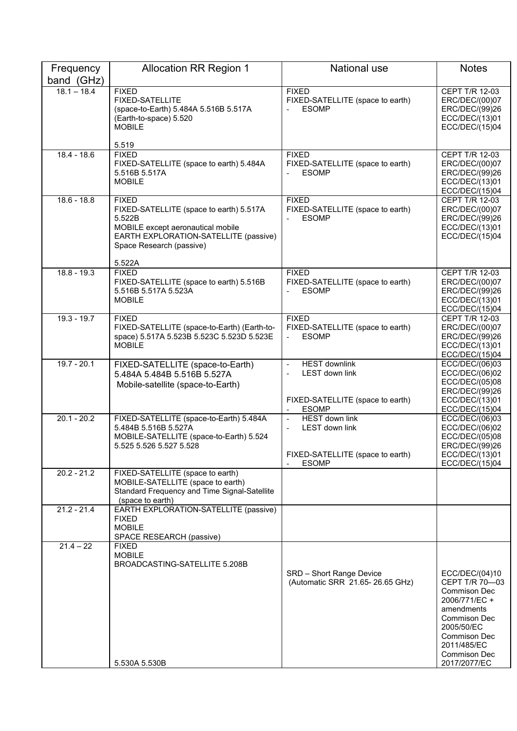| Frequency band (GHz) | Allocation RR Region 1 | National use | Notes |
|---|---|---|---|
| 18.1 – 18.4 | FIXED<br>FIXED-SATELLITE<br>(space-to-Earth) 5.484A 5.516B 5.517A<br>(Earth-to-space) 5.520<br>MOBILE<br><br>5.519 | FIXED<br>FIXED-SATELLITE (space to earth)<br>- ESOMP | CEPT T/R 12-03<br>ERC/DEC/(00)07<br>ERC/DEC/(99)26<br>ECC/DEC/(13)01<br>ECC/DEC/(15)04 |
| 18.4 - 18.6 | FIXED<br>FIXED-SATELLITE (space to earth) 5.484A 5.516B 5.517A<br>MOBILE | FIXED<br>FIXED-SATELLITE (space to earth)<br>- ESOMP | CEPT T/R 12-03<br>ERC/DEC/(00)07<br>ERC/DEC/(99)26<br>ECC/DEC/(13)01<br>ECC/DEC/(15)04 |
| 18.6 - 18.8 | FIXED<br>FIXED-SATELLITE (space to earth) 5.517A 5.522B<br>MOBILE except aeronautical mobile<br>EARTH EXPLORATION-SATELLITE (passive)<br>Space Research (passive)<br><br>5.522A | FIXED<br>FIXED-SATELLITE (space to earth)<br>- ESOMP | CEPT T/R 12-03<br>ERC/DEC/(00)07<br>ERC/DEC/(99)26<br>ECC/DEC/(13)01<br>ECC/DEC/(15)04 |
| 18.8 - 19.3 | FIXED<br>FIXED-SATELLITE (space to earth) 5.516B 5.516B 5.517A 5.523A<br>MOBILE | FIXED<br>FIXED-SATELLITE (space to earth)<br>- ESOMP | CEPT T/R 12-03<br>ERC/DEC/(00)07<br>ERC/DEC/(99)26<br>ECC/DEC/(13)01<br>ECC/DEC/(15)04 |
| 19.3 - 19.7 | FIXED<br>FIXED-SATELLITE (space-to-Earth) (Earth-to-space) 5.517A 5.523B 5.523C 5.523D 5.523E<br>MOBILE | FIXED<br>FIXED-SATELLITE (space to earth)<br>- ESOMP | CEPT T/R 12-03<br>ERC/DEC/(00)07<br>ERC/DEC/(99)26<br>ECC/DEC/(13)01<br>ECC/DEC/(15)04 |
| 19.7 - 20.1 | FIXED-SATELLITE (space-to-Earth) 5.484A 5.484B 5.516B 5.527A<br>Mobile-satellite (space-to-Earth) | - HEST downlink<br>- LEST down link<br><br>FIXED-SATELLITE (space to earth)<br>- ESOMP | ECC/DEC/(06)03<br>ECC/DEC/(06)02<br>ECC/DEC/(05)08<br>ERC/DEC/(99)26<br>ECC/DEC/(13)01<br>ECC/DEC/(15)04 |
| 20.1 - 20.2 | FIXED-SATELLITE (space-to-Earth) 5.484A 5.484B 5.516B 5.527A<br>MOBILE-SATELLITE (space-to-Earth) 5.524 5.525 5.526 5.527 5.528 | - HEST down link<br>- LEST down link<br><br>FIXED-SATELLITE (space to earth)<br>- ESOMP | ECC/DEC/(06)03<br>ECC/DEC/(06)02<br>ECC/DEC/(05)08<br>ERC/DEC/(99)26<br>ECC/DEC/(13)01<br>ECC/DEC/(15)04 |
| 20.2 - 21.2 | FIXED-SATELLITE (space to earth)<br>MOBILE-SATELLITE (space to earth)<br>Standard Frequency and Time Signal-Satellite (space to earth) | | |
| 21.2 - 21.4 | EARTH EXPLORATION-SATELLITE (passive)<br>FIXED<br>MOBILE<br>SPACE RESEARCH (passive) | | |
| 21.4 – 22 | FIXED<br>MOBILE<br>BROADCASTING-SATELLITE 5.208B<br><br>5.530A 5.530B | SRD – Short Range Device<br>(Automatic SRR 21.65- 26.65 GHz) | ECC/DEC/(04)10<br>CEPT T/R 70—03<br>Commison Dec 2006/771/EC + amendments<br>Commison Dec 2005/50/EC<br>Commison Dec 2011/485/EC<br>Commison Dec 2017/2077/EC |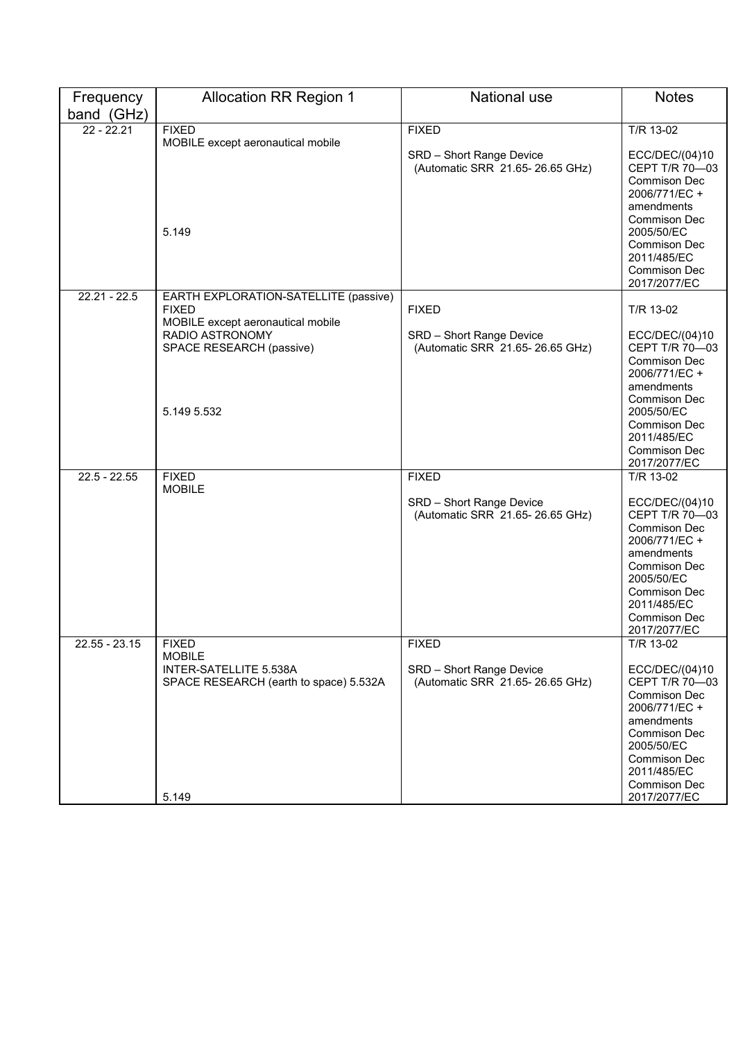| Frequency band (GHz) | Allocation RR Region 1 | National use | Notes |
|---|---|---|---|
| 22 - 22.21 | FIXED<br>MOBILE except aeronautical mobile<br><br>5.149 | FIXED<br><br>SRD – Short Range Device<br>(Automatic SRR 21.65- 26.65 GHz) | T/R 13-02<br><br>ECC/DEC/(04)10<br>CEPT T/R 70—03<br>Commison Dec 2006/771/EC + amendments<br>Commison Dec 2005/50/EC<br>Commison Dec 2011/485/EC<br>Commison Dec 2017/2077/EC |
| 22.21 - 22.5 | EARTH EXPLORATION-SATELLITE (passive)<br>FIXED<br>MOBILE except aeronautical mobile<br>RADIO ASTRONOMY<br>SPACE RESEARCH (passive)<br><br>5.149 5.532 | FIXED<br><br>SRD – Short Range Device<br>(Automatic SRR 21.65- 26.65 GHz) | T/R 13-02<br><br>ECC/DEC/(04)10<br>CEPT T/R 70—03<br>Commison Dec 2006/771/EC + amendments<br>Commison Dec 2005/50/EC<br>Commison Dec 2011/485/EC<br>Commison Dec 2017/2077/EC |
| 22.5 - 22.55 | FIXED<br>MOBILE | FIXED<br><br>SRD – Short Range Device<br>(Automatic SRR 21.65- 26.65 GHz) | T/R 13-02<br><br>ECC/DEC/(04)10<br>CEPT T/R 70—03<br>Commison Dec 2006/771/EC + amendments<br>Commison Dec 2005/50/EC<br>Commison Dec 2011/485/EC<br>Commison Dec 2017/2077/EC |
| 22.55 - 23.15 | FIXED<br>MOBILE<br>INTER-SATELLITE 5.538A<br>SPACE RESEARCH (earth to space) 5.532A<br><br>5.149 | FIXED<br><br>SRD – Short Range Device<br>(Automatic SRR 21.65- 26.65 GHz) | T/R 13-02<br><br>ECC/DEC/(04)10<br>CEPT T/R 70—03<br>Commison Dec 2006/771/EC + amendments<br>Commison Dec 2005/50/EC<br>Commison Dec 2011/485/EC<br>Commison Dec 2017/2077/EC |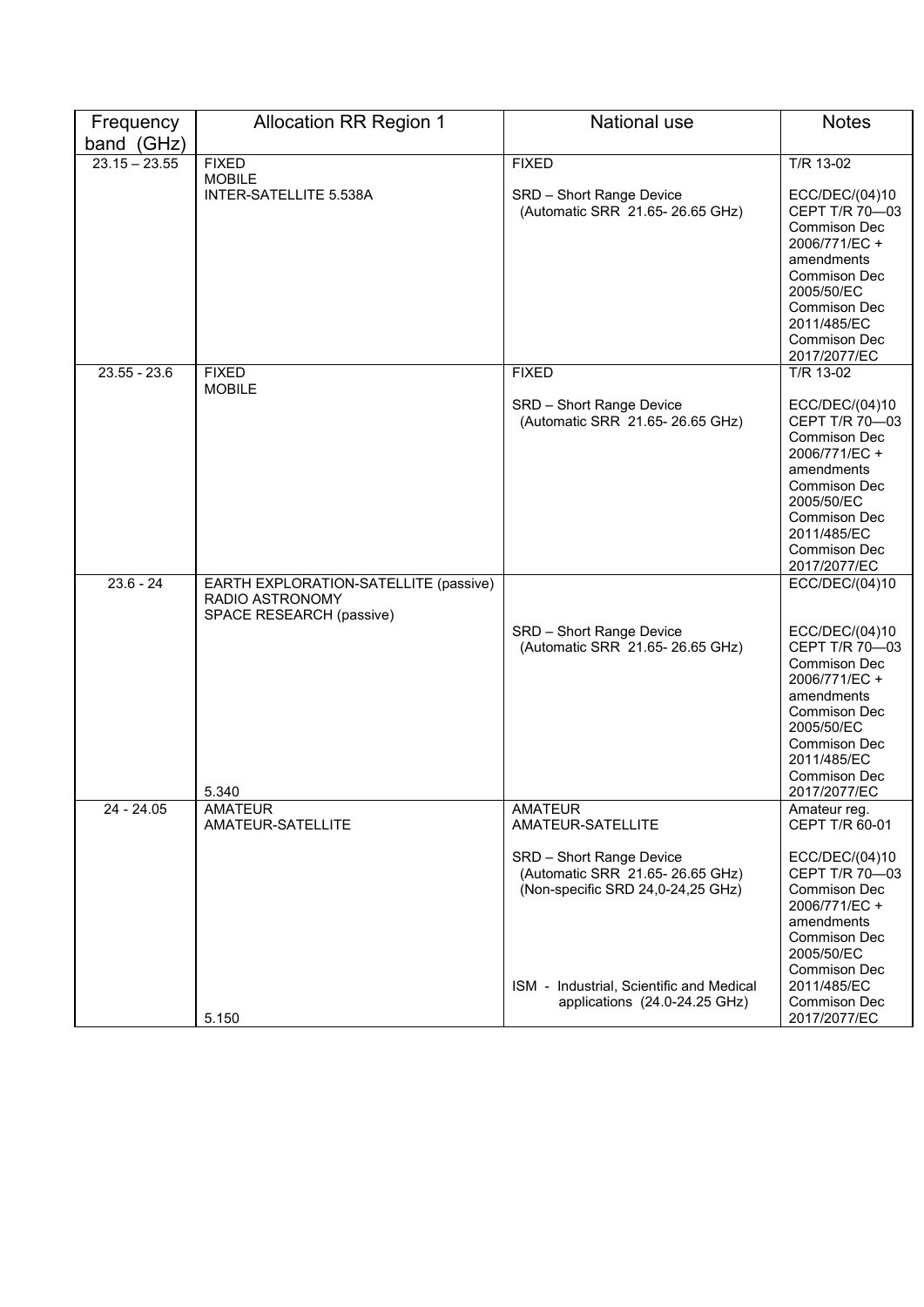| Frequency band (GHz) | Allocation RR Region 1 | National use | Notes |
|---|---|---|---|
| 23.15 – 23.55 | FIXED<br>MOBILE<br>INTER-SATELLITE 5.538A | FIXED<br><br>SRD – Short Range Device<br>(Automatic SRR 21.65- 26.65 GHz) | T/R 13-02<br><br>ECC/DEC/(04)10<br>CEPT T/R 70—03<br>Commison Dec 2006/771/EC + amendments<br>Commison Dec 2005/50/EC<br>Commison Dec 2011/485/EC<br>Commison Dec 2017/2077/EC |
| 23.55 - 23.6 | FIXED<br>MOBILE | FIXED<br><br>SRD – Short Range Device<br>(Automatic SRR 21.65- 26.65 GHz) | T/R 13-02<br><br>ECC/DEC/(04)10<br>CEPT T/R 70—03<br>Commison Dec 2006/771/EC + amendments<br>Commison Dec 2005/50/EC<br>Commison Dec 2011/485/EC<br>Commison Dec 2017/2077/EC |
| 23.6 - 24 | EARTH EXPLORATION-SATELLITE (passive)<br>RADIO ASTRONOMY<br>SPACE RESEARCH (passive)<br><br>5.340 | SRD – Short Range Device<br>(Automatic SRR 21.65- 26.65 GHz) | ECC/DEC/(04)10<br><br>ECC/DEC/(04)10<br>CEPT T/R 70—03<br>Commison Dec 2006/771/EC + amendments<br>Commison Dec 2005/50/EC<br>Commison Dec 2011/485/EC<br>Commison Dec 2017/2077/EC |
| 24 - 24.05 | AMATEUR<br>AMATEUR-SATELLITE<br><br>5.150 | AMATEUR<br>AMATEUR-SATELLITE<br><br>SRD – Short Range Device<br>(Automatic SRR 21.65- 26.65 GHz)<br>(Non-specific SRD 24,0-24,25 GHz)<br><br>ISM - Industrial, Scientific and Medical applications (24.0-24.25 GHz) | Amateur reg.<br>CEPT T/R 60-01<br><br>ECC/DEC/(04)10<br>CEPT T/R 70—03<br>Commison Dec 2006/771/EC + amendments<br>Commison Dec 2005/50/EC<br>Commison Dec 2011/485/EC<br>Commison Dec 2017/2077/EC |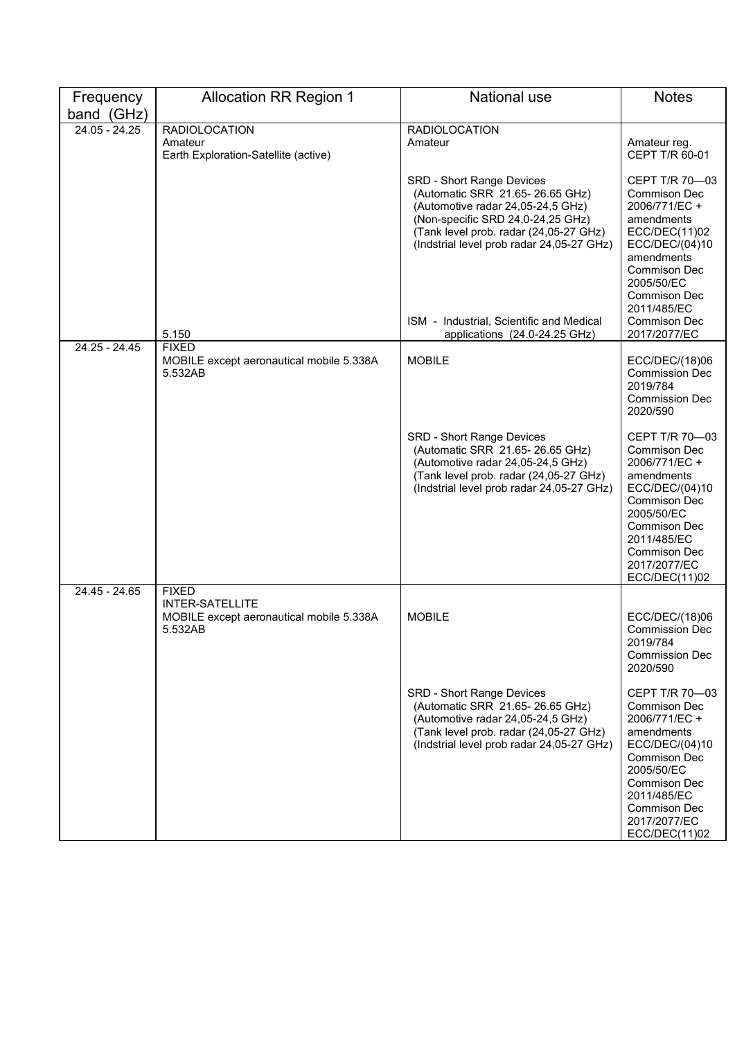| Frequency band (GHz) | Allocation RR Region 1 | National use | Notes |
|---|---|---|---|
| 24.05 - 24.25 | RADIOLOCATION<br>Amateur<br>Earth Exploration-Satellite (active) | RADIOLOCATION<br>Amateur | Amateur reg.<br>CEPT T/R 60-01 |
| | | SRD - Short Range Devices<br>(Automatic SRR 21.65- 26.65 GHz)<br>(Automotive radar 24,05-24,5 GHz)<br>(Non-specific SRD 24,0-24,25 GHz)<br>(Tank level prob. radar (24,05-27 GHz)<br>(Indstrial level prob radar 24,05-27 GHz) | CEPT T/R 70—03<br>Commison Dec 2006/771/EC + amendments<br>ECC/DEC(11)02<br>ECC/DEC/(04)10 amendments<br>Commison Dec 2005/50/EC<br>Commison Dec 2011/485/EC |
| | 5.150 | ISM - Industrial, Scientific and Medical applications (24.0-24.25 GHz) | Commison Dec 2017/2077/EC |
| 24.25 - 24.45 | FIXED<br>MOBILE except aeronautical mobile 5.338A 5.532AB | MOBILE | ECC/DEC/(18)06<br>Commission Dec 2019/784<br>Commission Dec 2020/590 |
| | | SRD - Short Range Devices<br>(Automatic SRR 21.65- 26.65 GHz)<br>(Automotive radar 24,05-24,5 GHz)<br>(Tank level prob. radar (24,05-27 GHz)<br>(Indstrial level prob radar 24,05-27 GHz) | CEPT T/R 70—03<br>Commison Dec 2006/771/EC + amendments<br>ECC/DEC/(04)10<br>Commison Dec 2005/50/EC<br>Commison Dec 2011/485/EC<br>Commison Dec 2017/2077/EC<br>ECC/DEC(11)02 |
| 24.45 - 24.65 | FIXED<br>INTER-SATELLITE<br>MOBILE except aeronautical mobile 5.338A 5.532AB | MOBILE | ECC/DEC/(18)06<br>Commission Dec 2019/784<br>Commission Dec 2020/590 |
| | | SRD - Short Range Devices<br>(Automatic SRR 21.65- 26.65 GHz)<br>(Automotive radar 24,05-24,5 GHz)<br>(Tank level prob. radar (24,05-27 GHz)<br>(Indstrial level prob radar 24,05-27 GHz) | CEPT T/R 70—03<br>Commison Dec 2006/771/EC + amendments<br>ECC/DEC/(04)10<br>Commison Dec 2005/50/EC<br>Commison Dec 2011/485/EC<br>Commison Dec 2017/2077/EC<br>ECC/DEC(11)02 |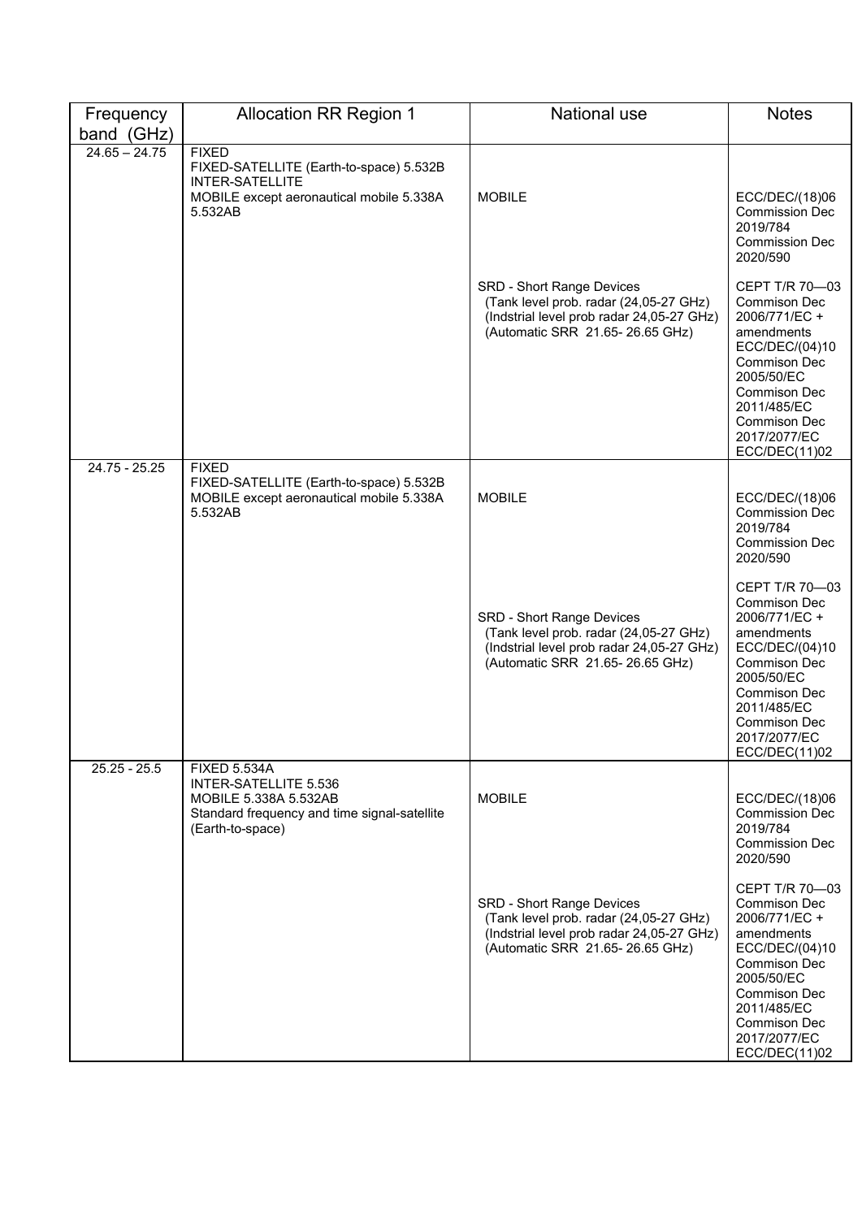| Frequency band (GHz) | Allocation RR Region 1 | National use | Notes |
| --- | --- | --- | --- |
| 24.65 – 24.75 | FIXED<br>FIXED-SATELLITE (Earth-to-space) 5.532B<br>INTER-SATELLITE<br>MOBILE except aeronautical mobile 5.338A 5.532AB | MOBILE | ECC/DEC/(18)06<br>Commission Dec 2019/784<br>Commission Dec 2020/590 |
| | | SRD - Short Range Devices<br>(Tank level prob. radar (24,05-27 GHz)<br>(Indstrial level prob radar 24,05-27 GHz)<br>(Automatic SRR 21.65- 26.65 GHz) | CEPT T/R 70—03<br>Commison Dec 2006/771/EC + amendments<br>ECC/DEC/(04)10<br>Commison Dec 2005/50/EC<br>Commison Dec 2011/485/EC<br>Commison Dec 2017/2077/EC<br>ECC/DEC(11)02 |
| 24.75 - 25.25 | FIXED<br>FIXED-SATELLITE (Earth-to-space) 5.532B<br>MOBILE except aeronautical mobile 5.338A 5.532AB | MOBILE | ECC/DEC/(18)06<br>Commission Dec 2019/784<br>Commission Dec 2020/590 |
| | | SRD - Short Range Devices<br>(Tank level prob. radar (24,05-27 GHz)<br>(Indstrial level prob radar 24,05-27 GHz)<br>(Automatic SRR 21.65- 26.65 GHz) | CEPT T/R 70—03<br>Commison Dec 2006/771/EC + amendments<br>ECC/DEC/(04)10<br>Commison Dec 2005/50/EC<br>Commison Dec 2011/485/EC<br>Commison Dec 2017/2077/EC<br>ECC/DEC(11)02 |
| 25.25 - 25.5 | FIXED 5.534A<br>INTER-SATELLITE 5.536<br>MOBILE 5.338A 5.532AB<br>Standard frequency and time signal-satellite (Earth-to-space) | MOBILE | ECC/DEC/(18)06<br>Commission Dec 2019/784<br>Commission Dec 2020/590 |
| | | SRD - Short Range Devices<br>(Tank level prob. radar (24,05-27 GHz)<br>(Indstrial level prob radar 24,05-27 GHz)<br>(Automatic SRR 21.65- 26.65 GHz) | CEPT T/R 70—03<br>Commison Dec 2006/771/EC + amendments<br>ECC/DEC/(04)10<br>Commison Dec 2005/50/EC<br>Commison Dec 2011/485/EC<br>Commison Dec 2017/2077/EC<br>ECC/DEC(11)02 |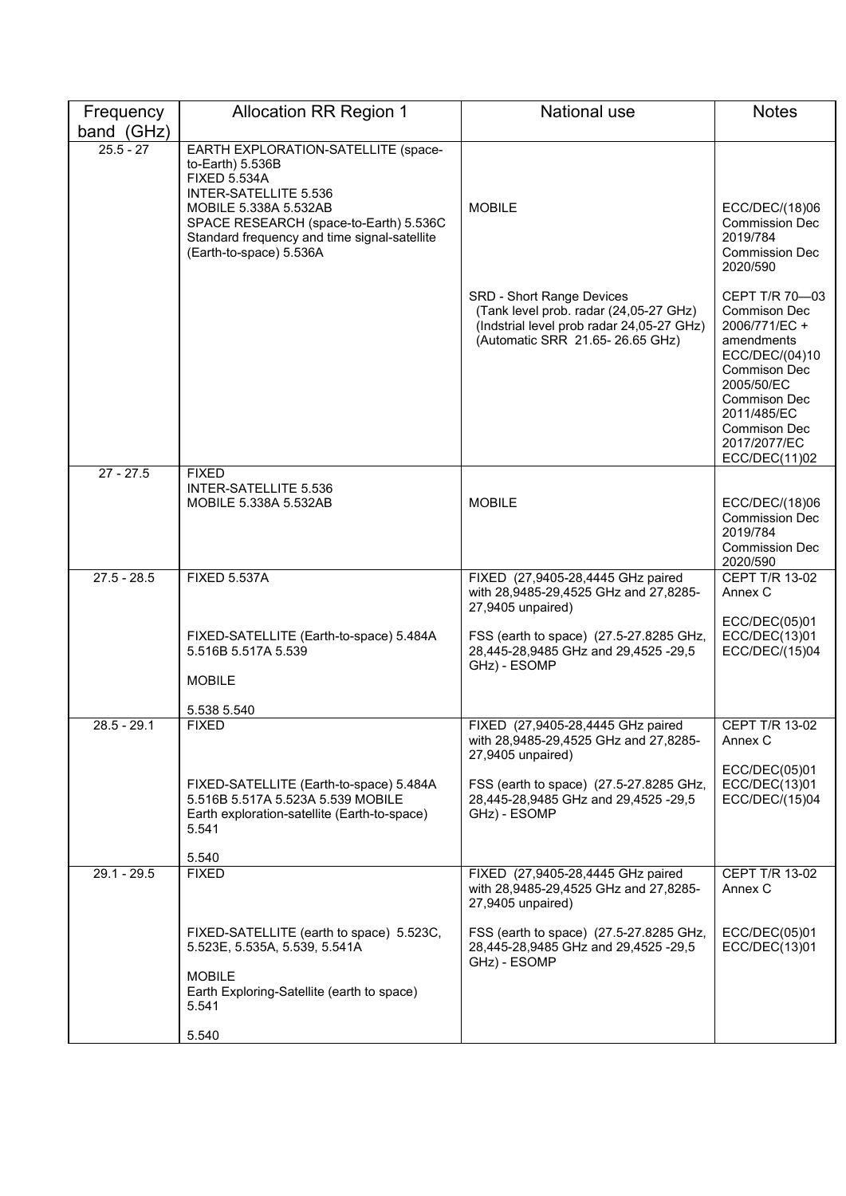| Frequency band (GHz) | Allocation RR Region 1 | National use | Notes |
|---|---|---|---|
| 25.5 - 27 | EARTH EXPLORATION-SATELLITE (space-to-Earth) 5.536B<br>FIXED 5.534A<br>INTER-SATELLITE 5.536<br>MOBILE 5.338A 5.532AB<br>SPACE RESEARCH (space-to-Earth) 5.536C<br>Standard frequency and time signal-satellite (Earth-to-space) 5.536A | MOBILE | ECC/DEC/(18)06<br>Commission Dec 2019/784<br>Commission Dec 2020/590 |
| | | SRD - Short Range Devices<br>(Tank level prob. radar (24,05-27 GHz)<br>(Indstrial level prob radar 24,05-27 GHz)<br>(Automatic SRR 21.65- 26.65 GHz) | CEPT T/R 70—03<br>Commison Dec 2006/771/EC + amendments<br>ECC/DEC/(04)10<br>Commison Dec 2005/50/EC<br>Commison Dec 2011/485/EC<br>Commison Dec 2017/2077/EC<br>ECC/DEC(11)02 |
| 27 - 27.5 | FIXED<br>INTER-SATELLITE 5.536<br>MOBILE 5.338A 5.532AB | MOBILE | ECC/DEC/(18)06<br>Commission Dec 2019/784<br>Commission Dec 2020/590 |
| 27.5 - 28.5 | FIXED 5.537A<br><br>FIXED-SATELLITE (Earth-to-space) 5.484A 5.516B 5.517A 5.539<br><br>MOBILE<br><br>5.538 5.540 | FIXED (27,9405-28,4445 GHz paired with 28,9485-29,4525 GHz and 27,8285-27,9405 unpaired)<br><br>FSS (earth to space) (27.5-27.8285 GHz, 28,445-28,9485 GHz and 29,4525 -29,5 GHz) - ESOMP | CEPT T/R 13-02 Annex C<br><br>ECC/DEC(05)01<br>ECC/DEC(13)01<br>ECC/DEC/(15)04 |
| 28.5 - 29.1 | FIXED<br><br>FIXED-SATELLITE (Earth-to-space) 5.484A 5.516B 5.517A 5.523A 5.539 MOBILE<br>Earth exploration-satellite (Earth-to-space) 5.541<br><br>5.540 | FIXED (27,9405-28,4445 GHz paired with 28,9485-29,4525 GHz and 27,8285-27,9405 unpaired)<br><br>FSS (earth to space) (27.5-27.8285 GHz, 28,445-28,9485 GHz and 29,4525 -29,5 GHz) - ESOMP | CEPT T/R 13-02 Annex C<br><br>ECC/DEC(05)01<br>ECC/DEC(13)01<br>ECC/DEC/(15)04 |
| 29.1 - 29.5 | FIXED<br><br>FIXED-SATELLITE (earth to space) 5.523C, 5.523E, 5.535A, 5.539, 5.541A<br><br>MOBILE<br>Earth Exploring-Satellite (earth to space) 5.541<br><br>5.540 | FIXED (27,9405-28,4445 GHz paired with 28,9485-29,4525 GHz and 27,8285-27,9405 unpaired)<br><br>FSS (earth to space) (27.5-27.8285 GHz, 28,445-28,9485 GHz and 29,4525 -29,5 GHz) - ESOMP | CEPT T/R 13-02 Annex C<br><br>ECC/DEC(05)01<br>ECC/DEC(13)01 |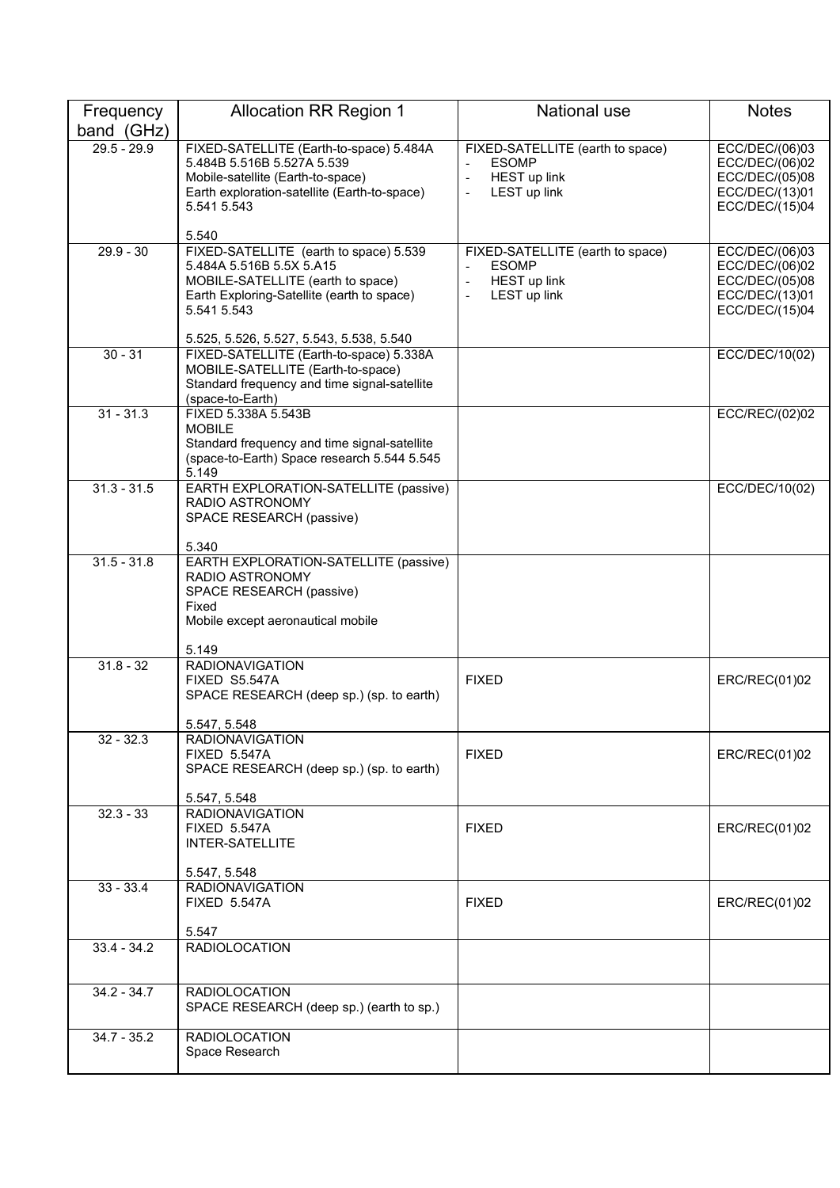| Frequency band (GHz) | Allocation RR Region 1 | National use | Notes |
|---|---|---|---|
| 29.5 - 29.9 | FIXED-SATELLITE (Earth-to-space) 5.484A 5.484B 5.516B 5.527A 5.539<br>Mobile-satellite (Earth-to-space)<br>Earth exploration-satellite (Earth-to-space) 5.541 5.543<br><br>5.540 | FIXED-SATELLITE (earth to space)<br>- ESOMP<br>- HEST up link<br>- LEST up link | ECC/DEC/(06)03<br>ECC/DEC/(06)02<br>ECC/DEC/(05)08<br>ECC/DEC/(13)01<br>ECC/DEC/(15)04 |
| 29.9 - 30 | FIXED-SATELLITE (earth to space) 5.539 5.484A 5.516B 5.5X 5.A15<br>MOBILE-SATELLITE (earth to space)<br>Earth Exploring-Satellite (earth to space) 5.541 5.543<br><br>5.525, 5.526, 5.527, 5.543, 5.538, 5.540 | FIXED-SATELLITE (earth to space)<br>- ESOMP<br>- HEST up link<br>- LEST up link | ECC/DEC/(06)03<br>ECC/DEC/(06)02<br>ECC/DEC/(05)08<br>ECC/DEC/(13)01<br>ECC/DEC/(15)04 |
| 30 - 31 | FIXED-SATELLITE (Earth-to-space) 5.338A<br>MOBILE-SATELLITE (Earth-to-space)<br>Standard frequency and time signal-satellite (space-to-Earth) | | ECC/DEC/10(02) |
| 31 - 31.3 | FIXED 5.338A 5.543B<br>MOBILE<br>Standard frequency and time signal-satellite (space-to-Earth) Space research 5.544 5.545 5.149 | | ECC/REC/(02)02 |
| 31.3 - 31.5 | EARTH EXPLORATION-SATELLITE (passive)<br>RADIO ASTRONOMY<br>SPACE RESEARCH (passive)<br><br>5.340 | | ECC/DEC/10(02) |
| 31.5 - 31.8 | EARTH EXPLORATION-SATELLITE (passive)<br>RADIO ASTRONOMY<br>SPACE RESEARCH (passive)<br>Fixed<br>Mobile except aeronautical mobile<br><br>5.149 | | |
| 31.8 - 32 | RADIONAVIGATION<br>FIXED S5.547A<br>SPACE RESEARCH (deep sp.) (sp. to earth)<br><br>5.547, 5.548 | FIXED | ERC/REC(01)02 |
| 32 - 32.3 | RADIONAVIGATION<br>FIXED 5.547A<br>SPACE RESEARCH (deep sp.) (sp. to earth)<br><br>5.547, 5.548 | FIXED | ERC/REC(01)02 |
| 32.3 - 33 | RADIONAVIGATION<br>FIXED 5.547A<br>INTER-SATELLITE<br><br>5.547, 5.548 | FIXED | ERC/REC(01)02 |
| 33 - 33.4 | RADIONAVIGATION<br>FIXED 5.547A<br><br>5.547 | FIXED | ERC/REC(01)02 |
| 33.4 - 34.2 | RADIOLOCATION | | |
| 34.2 - 34.7 | RADIOLOCATION<br>SPACE RESEARCH (deep sp.) (earth to sp.) | | |
| 34.7 - 35.2 | RADIOLOCATION<br>Space Research | | |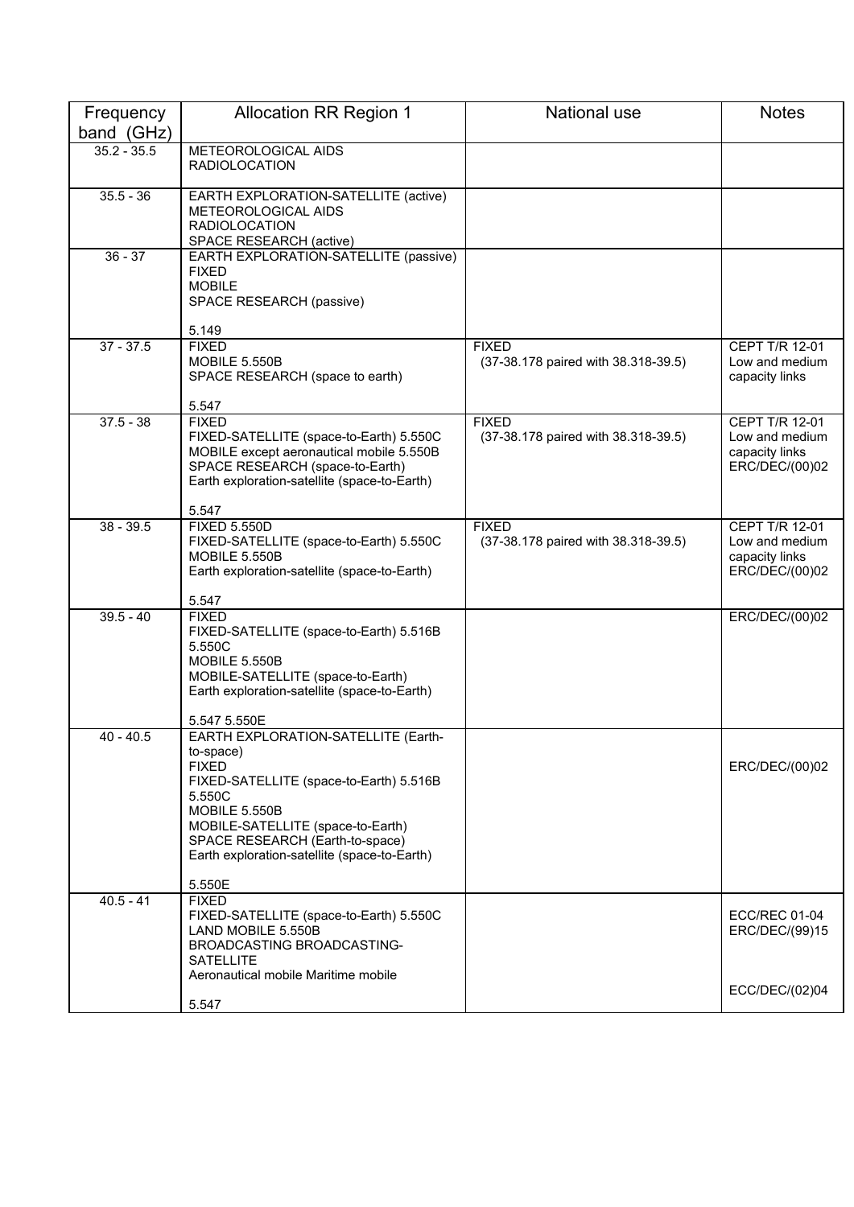| Frequency band (GHz) | Allocation RR Region 1 | National use | Notes |
| --- | --- | --- | --- |
| 35.2 - 35.5 | METEOROLOGICAL AIDS<br>RADIOLOCATION | | |
| 35.5 - 36 | EARTH EXPLORATION-SATELLITE (active)<br>METEOROLOGICAL AIDS<br>RADIOLOCATION<br>SPACE RESEARCH (active) | | |
| 36 - 37 | EARTH EXPLORATION-SATELLITE (passive)<br>FIXED<br>MOBILE<br>SPACE RESEARCH (passive)<br><br>5.149 | | |
| 37 - 37.5 | FIXED<br>MOBILE 5.550B<br>SPACE RESEARCH (space to earth)<br><br>5.547 | FIXED<br>(37-38.178 paired with 38.318-39.5) | CEPT T/R 12-01<br>Low and medium capacity links |
| 37.5 - 38 | FIXED<br>FIXED-SATELLITE (space-to-Earth) 5.550C<br>MOBILE except aeronautical mobile 5.550B<br>SPACE RESEARCH (space-to-Earth)<br>Earth exploration-satellite (space-to-Earth)<br><br>5.547 | FIXED<br>(37-38.178 paired with 38.318-39.5) | CEPT T/R 12-01<br>Low and medium capacity links<br>ERC/DEC/(00)02 |
| 38 - 39.5 | FIXED 5.550D<br>FIXED-SATELLITE (space-to-Earth) 5.550C<br>MOBILE 5.550B<br>Earth exploration-satellite (space-to-Earth)<br><br>5.547 | FIXED<br>(37-38.178 paired with 38.318-39.5) | CEPT T/R 12-01<br>Low and medium capacity links<br>ERC/DEC/(00)02 |
| 39.5 - 40 | FIXED<br>FIXED-SATELLITE (space-to-Earth) 5.516B 5.550C<br>MOBILE 5.550B<br>MOBILE-SATELLITE (space-to-Earth)<br>Earth exploration-satellite (space-to-Earth)<br><br>5.547 5.550E | | ERC/DEC/(00)02 |
| 40 - 40.5 | EARTH EXPLORATION-SATELLITE (Earth-to-space)<br>FIXED<br>FIXED-SATELLITE (space-to-Earth) 5.516B 5.550C<br>MOBILE 5.550B<br>MOBILE-SATELLITE (space-to-Earth)<br>SPACE RESEARCH (Earth-to-space)<br>Earth exploration-satellite (space-to-Earth)<br><br>5.550E | | ERC/DEC/(00)02 |
| 40.5 - 41 | FIXED<br>FIXED-SATELLITE (space-to-Earth) 5.550C<br>LAND MOBILE 5.550B<br>BROADCASTING BROADCASTING-SATELLITE<br>Aeronautical mobile Maritime mobile<br><br>5.547 | | ECC/REC 01-04<br>ERC/DEC/(99)15<br><br>ECC/DEC/(02)04 |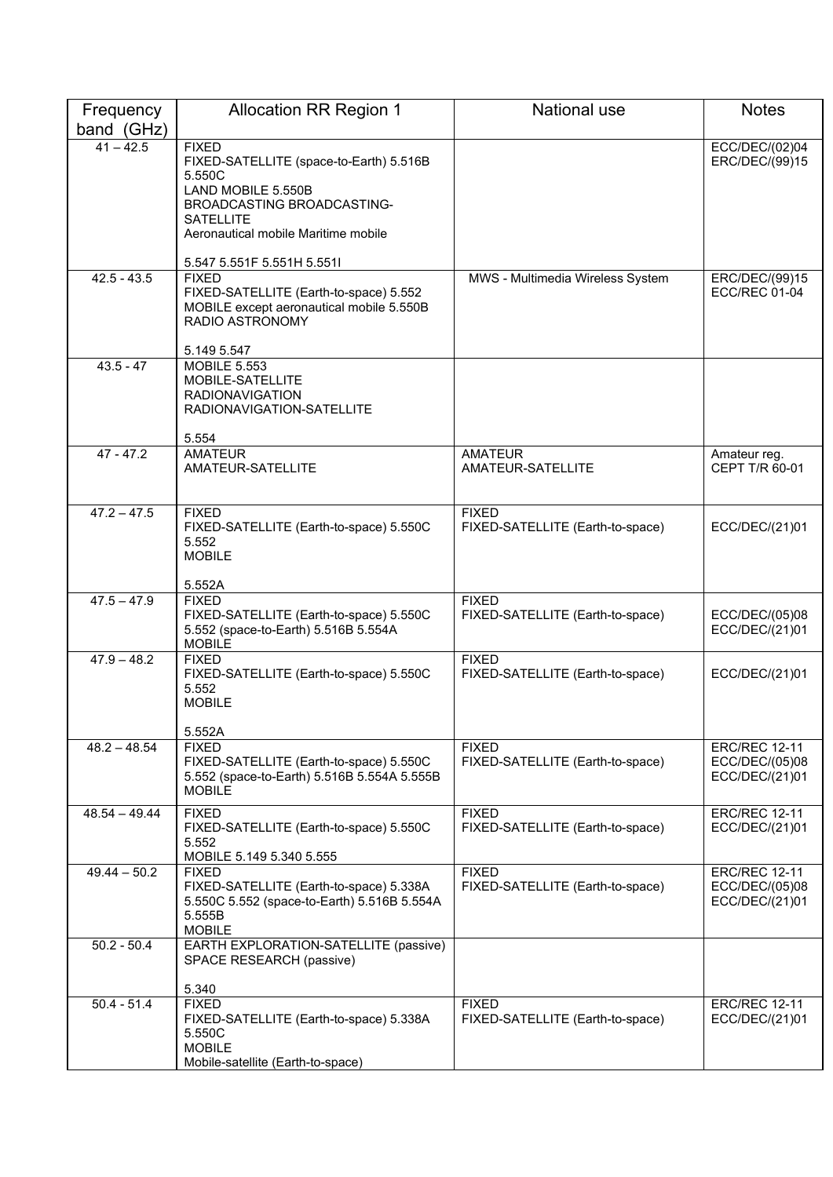| Frequency band (GHz) | Allocation RR Region 1 | National use | Notes |
|---|---|---|---|
| 41 – 42.5 | FIXED<br>FIXED-SATELLITE (space-to-Earth) 5.516B 5.550C<br>LAND MOBILE 5.550B<br>BROADCASTING BROADCASTING-SATELLITE<br>Aeronautical mobile Maritime mobile<br><br>5.547 5.551F 5.551H 5.551I | | ECC/DEC/(02)04<br>ERC/DEC/(99)15 |
| 42.5 - 43.5 | FIXED<br>FIXED-SATELLITE (Earth-to-space) 5.552<br>MOBILE except aeronautical mobile 5.550B<br>RADIO ASTRONOMY<br><br>5.149 5.547 | MWS - Multimedia Wireless System | ERC/DEC/(99)15<br>ECC/REC 01-04 |
| 43.5 - 47 | MOBILE 5.553<br>MOBILE-SATELLITE<br>RADIONAVIGATION<br>RADIONAVIGATION-SATELLITE<br><br>5.554 | | |
| 47 - 47.2 | AMATEUR<br>AMATEUR-SATELLITE | AMATEUR<br>AMATEUR-SATELLITE | Amateur reg.<br>CEPT T/R 60-01 |
| 47.2 – 47.5 | FIXED<br>FIXED-SATELLITE (Earth-to-space) 5.550C 5.552<br>MOBILE<br><br>5.552A | FIXED<br>FIXED-SATELLITE (Earth-to-space) | ECC/DEC/(21)01 |
| 47.5 – 47.9 | FIXED<br>FIXED-SATELLITE (Earth-to-space) 5.550C 5.552 (space-to-Earth) 5.516B 5.554A<br>MOBILE | FIXED<br>FIXED-SATELLITE (Earth-to-space) | ECC/DEC/(05)08<br>ECC/DEC/(21)01 |
| 47.9 – 48.2 | FIXED<br>FIXED-SATELLITE (Earth-to-space) 5.550C 5.552<br>MOBILE<br><br>5.552A | FIXED<br>FIXED-SATELLITE (Earth-to-space) | ECC/DEC/(21)01 |
| 48.2 – 48.54 | FIXED<br>FIXED-SATELLITE (Earth-to-space) 5.550C 5.552 (space-to-Earth) 5.516B 5.554A 5.555B<br>MOBILE | FIXED<br>FIXED-SATELLITE (Earth-to-space) | ERC/REC 12-11<br>ECC/DEC/(05)08<br>ECC/DEC/(21)01 |
| 48.54 – 49.44 | FIXED<br>FIXED-SATELLITE (Earth-to-space) 5.550C 5.552<br>MOBILE 5.149 5.340 5.555 | FIXED<br>FIXED-SATELLITE (Earth-to-space) | ERC/REC 12-11<br>ECC/DEC/(21)01 |
| 49.44 – 50.2 | FIXED<br>FIXED-SATELLITE (Earth-to-space) 5.338A 5.550C 5.552 (space-to-Earth) 5.516B 5.554A 5.555B<br>MOBILE | FIXED<br>FIXED-SATELLITE (Earth-to-space) | ERC/REC 12-11<br>ECC/DEC/(05)08<br>ECC/DEC/(21)01 |
| 50.2 - 50.4 | EARTH EXPLORATION-SATELLITE (passive)<br>SPACE RESEARCH (passive)<br><br>5.340 | | |
| 50.4 - 51.4 | FIXED<br>FIXED-SATELLITE (Earth-to-space) 5.338A 5.550C<br>MOBILE<br>Mobile-satellite (Earth-to-space) | FIXED<br>FIXED-SATELLITE (Earth-to-space) | ERC/REC 12-11<br>ECC/DEC/(21)01 |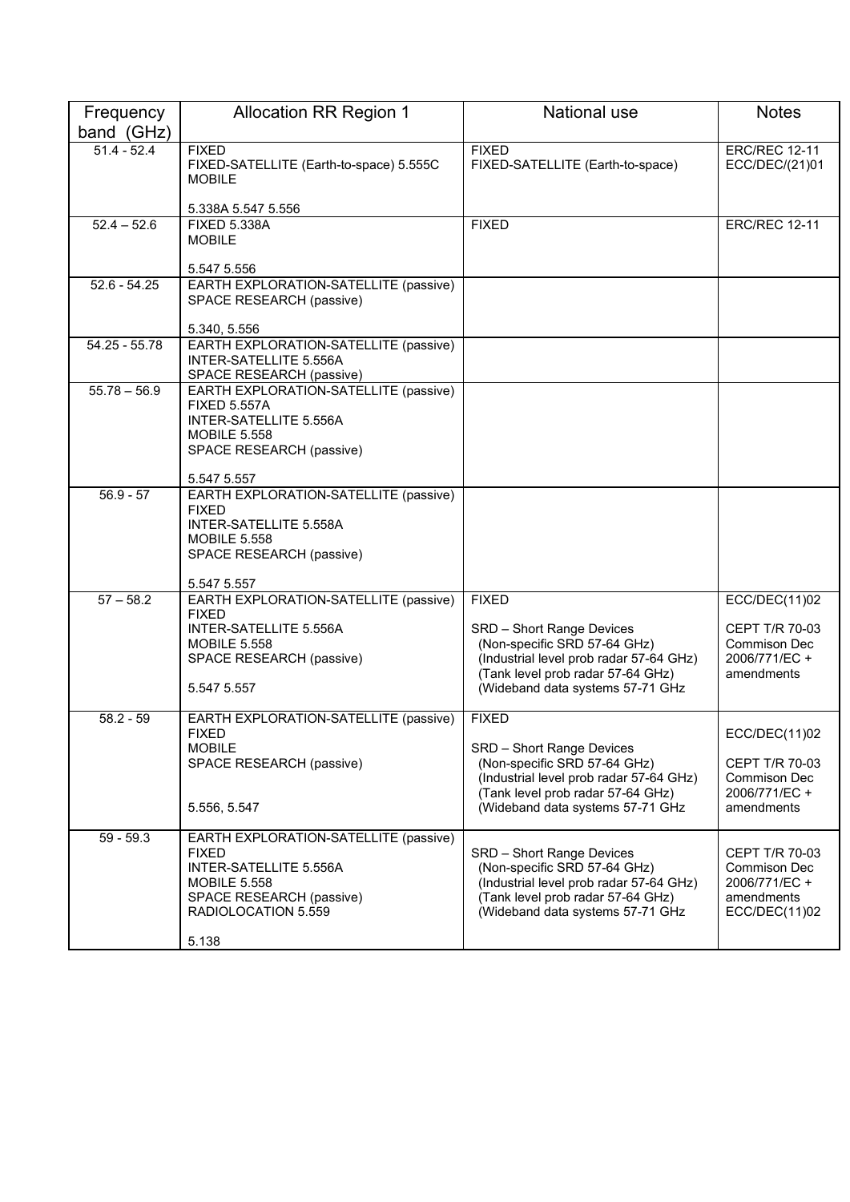| Frequency band (GHz) | Allocation RR Region 1 | National use | Notes |
|---|---|---|---|
| 51.4 - 52.4 | FIXED<br>FIXED-SATELLITE (Earth-to-space) 5.555C<br>MOBILE<br><br>5.338A 5.547 5.556 | FIXED<br>FIXED-SATELLITE (Earth-to-space) | ERC/REC 12-11<br>ECC/DEC/(21)01 |
| 52.4 – 52.6 | FIXED 5.338A<br>MOBILE<br><br>5.547 5.556 | FIXED | ERC/REC 12-11 |
| 52.6 - 54.25 | EARTH EXPLORATION-SATELLITE (passive)<br>SPACE RESEARCH (passive)<br><br>5.340, 5.556 | | |
| 54.25 - 55.78 | EARTH EXPLORATION-SATELLITE (passive)<br>INTER-SATELLITE 5.556A<br>SPACE RESEARCH (passive) | | |
| 55.78 – 56.9 | EARTH EXPLORATION-SATELLITE (passive)<br>FIXED 5.557A<br>INTER-SATELLITE 5.556A<br>MOBILE 5.558<br>SPACE RESEARCH (passive)<br><br>5.547 5.557 | | |
| 56.9 - 57 | EARTH EXPLORATION-SATELLITE (passive)<br>FIXED<br>INTER-SATELLITE 5.558A<br>MOBILE 5.558<br>SPACE RESEARCH (passive)<br><br>5.547 5.557 | | |
| 57 – 58.2 | EARTH EXPLORATION-SATELLITE (passive)<br>FIXED<br>INTER-SATELLITE 5.556A<br>MOBILE 5.558<br>SPACE RESEARCH (passive)<br><br>5.547 5.557 | FIXED<br><br>SRD – Short Range Devices<br>(Non-specific SRD 57-64 GHz)<br>(Industrial level prob radar 57-64 GHz)<br>(Tank level prob radar 57-64 GHz)<br>(Wideband data systems 57-71 GHz | ECC/DEC(11)02<br><br>CEPT T/R 70-03<br>Commison Dec 2006/771/EC + amendments |
| 58.2 - 59 | EARTH EXPLORATION-SATELLITE (passive)<br>FIXED<br>MOBILE<br>SPACE RESEARCH (passive)<br><br>5.556, 5.547 | FIXED<br><br>SRD – Short Range Devices<br>(Non-specific SRD 57-64 GHz)<br>(Industrial level prob radar 57-64 GHz)<br>(Tank level prob radar 57-64 GHz)<br>(Wideband data systems 57-71 GHz | ECC/DEC(11)02<br><br>CEPT T/R 70-03<br>Commison Dec 2006/771/EC + amendments |
| 59 - 59.3 | EARTH EXPLORATION-SATELLITE (passive)<br>FIXED<br>INTER-SATELLITE 5.556A<br>MOBILE 5.558<br>SPACE RESEARCH (passive)<br>RADIOLOCATION 5.559<br><br>5.138 | SRD – Short Range Devices<br>(Non-specific SRD 57-64 GHz)<br>(Industrial level prob radar 57-64 GHz)<br>(Tank level prob radar 57-64 GHz)<br>(Wideband data systems 57-71 GHz | CEPT T/R 70-03<br>Commison Dec 2006/771/EC + amendments<br>ECC/DEC(11)02 |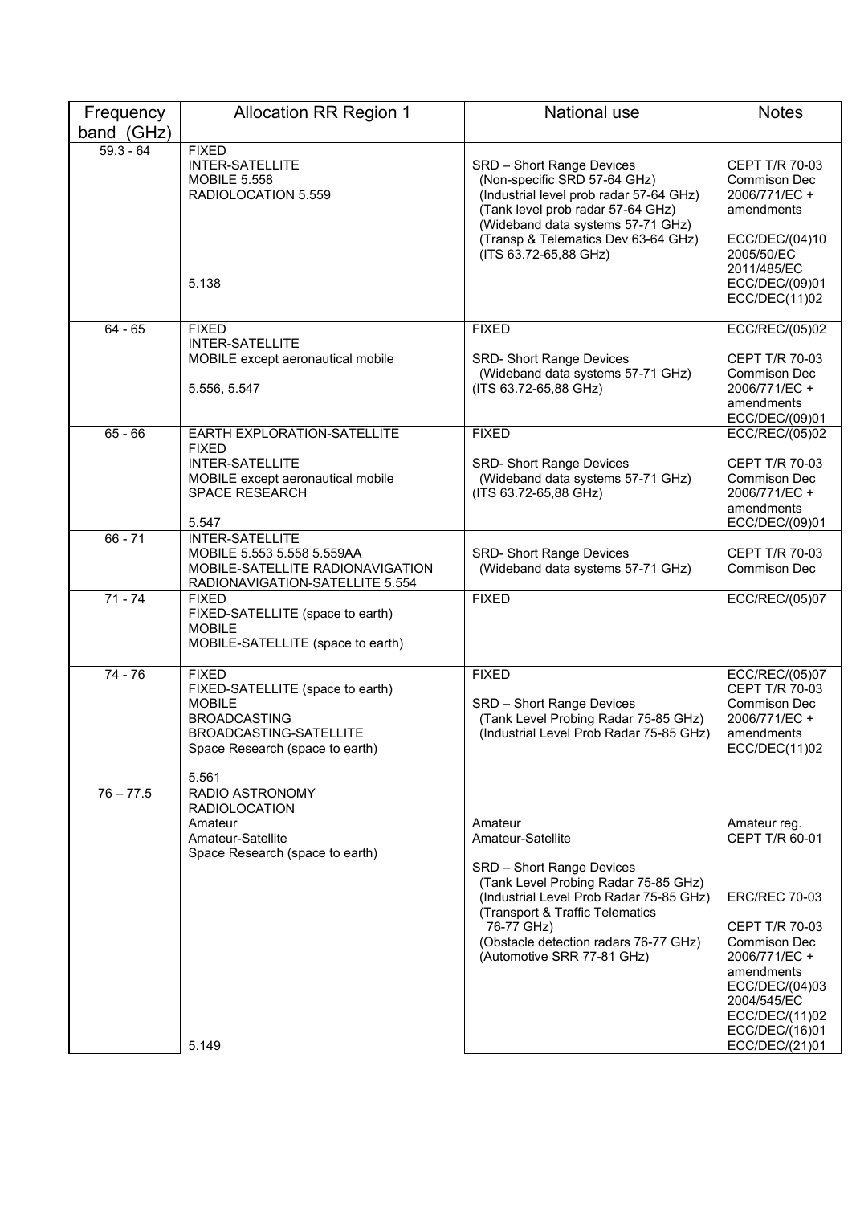| Frequency band (GHz) | Allocation RR Region 1 | National use | Notes |
|---|---|---|---|
| 59.3 - 64 | FIXED<br>INTER-SATELLITE<br>MOBILE 5.558<br>RADIOLOCATION 5.559<br><br>5.138 | SRD – Short Range Devices<br>(Non-specific SRD 57-64 GHz)<br>(Industrial level prob radar 57-64 GHz)<br>(Tank level prob radar 57-64 GHz)<br>(Wideband data systems 57-71 GHz)<br>(Transp & Telematics Dev 63-64 GHz)<br>(ITS 63.72-65,88 GHz) | CEPT T/R 70-03<br>Commison Dec 2006/771/EC + amendments<br><br>ECC/DEC/(04)10<br>2005/50/EC<br>2011/485/EC<br>ECC/DEC/(09)01<br>ECC/DEC(11)02 |
| 64 - 65 | FIXED<br>INTER-SATELLITE<br>MOBILE except aeronautical mobile<br><br>5.556, 5.547 | FIXED<br><br>SRD- Short Range Devices<br>(Wideband data systems 57-71 GHz)<br>(ITS 63.72-65,88 GHz) | ECC/REC/(05)02<br><br>CEPT T/R 70-03<br>Commison Dec 2006/771/EC + amendments<br>ECC/DEC/(09)01 |
| 65 - 66 | EARTH EXPLORATION-SATELLITE<br>FIXED<br>INTER-SATELLITE<br>MOBILE except aeronautical mobile<br>SPACE RESEARCH<br><br>5.547 | FIXED<br><br>SRD- Short Range Devices<br>(Wideband data systems 57-71 GHz)<br>(ITS 63.72-65,88 GHz) | ECC/REC/(05)02<br><br>CEPT T/R 70-03<br>Commison Dec 2006/771/EC + amendments<br>ECC/DEC/(09)01 |
| 66 - 71 | INTER-SATELLITE<br>MOBILE 5.553 5.558 5.559AA<br>MOBILE-SATELLITE RADIONAVIGATION<br>RADIONAVIGATION-SATELLITE 5.554 | SRD- Short Range Devices<br>(Wideband data systems 57-71 GHz) | CEPT T/R 70-03<br>Commison Dec |
| 71 - 74 | FIXED<br>FIXED-SATELLITE (space to earth)<br>MOBILE<br>MOBILE-SATELLITE (space to earth) | FIXED | ECC/REC/(05)07 |
| 74 - 76 | FIXED<br>FIXED-SATELLITE (space to earth)<br>MOBILE<br>BROADCASTING<br>BROADCASTING-SATELLITE<br>Space Research (space to earth)<br><br>5.561 | FIXED<br><br>SRD – Short Range Devices<br>(Tank Level Probing Radar 75-85 GHz)<br>(Industrial Level Prob Radar 75-85 GHz) | ECC/REC/(05)07<br>CEPT T/R 70-03<br>Commison Dec 2006/771/EC + amendments<br>ECC/DEC(11)02 |
| 76 – 77.5 | RADIO ASTRONOMY<br>RADIOLOCATION<br>Amateur<br>Amateur-Satellite<br>Space Research (space to earth)<br><br>5.149 | Amateur<br>Amateur-Satellite<br><br>SRD – Short Range Devices<br>(Tank Level Probing Radar 75-85 GHz)<br>(Industrial Level Prob Radar 75-85 GHz)<br>(Transport & Traffic Telematics 76-77 GHz)<br>(Obstacle detection radars 76-77 GHz)<br>(Automotive SRR 77-81 GHz) | Amateur reg.<br>CEPT T/R 60-01<br><br>ERC/REC 70-03<br><br>CEPT T/R 70-03<br>Commison Dec 2006/771/EC + amendments<br>ECC/DEC/(04)03<br>2004/545/EC<br>ECC/DEC/(11)02<br>ECC/DEC/(16)01<br>ECC/DEC/(21)01 |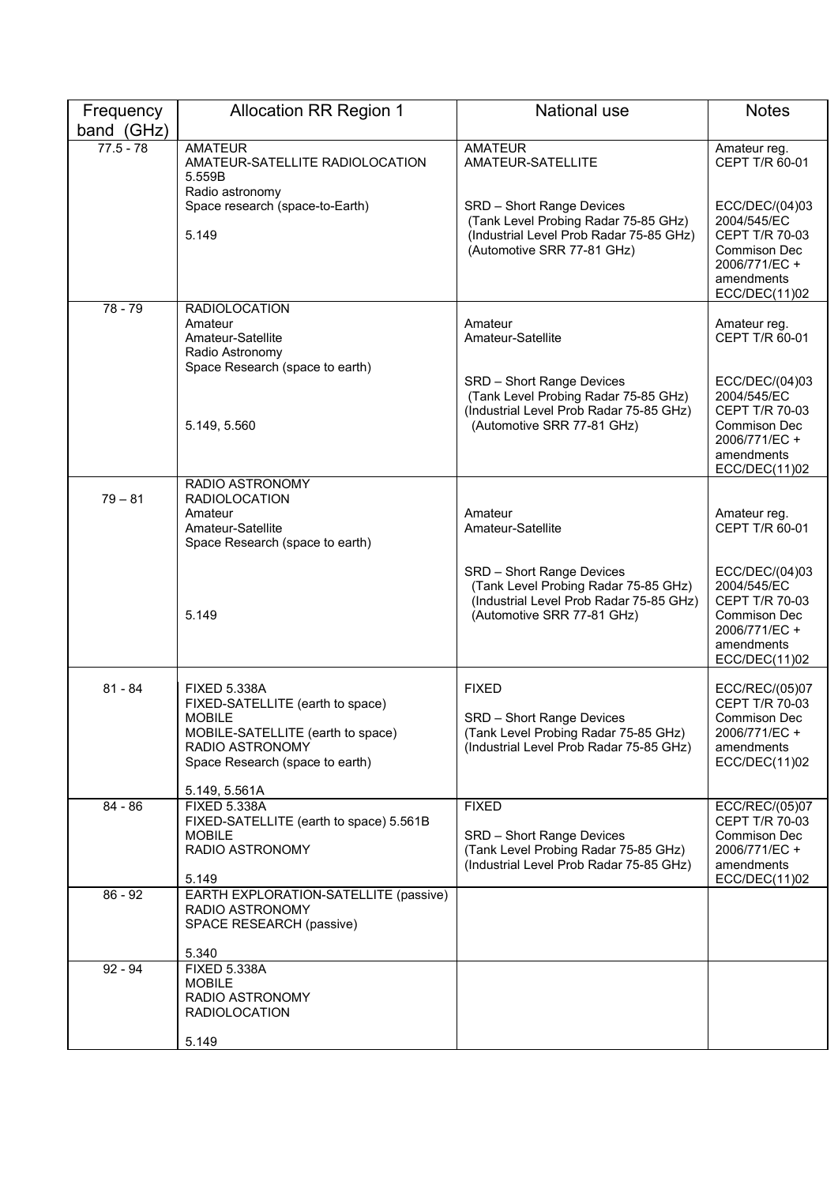| Frequency band (GHz) | Allocation RR Region 1 | National use | Notes |
|---|---|---|---|
| 77.5 - 78 | AMATEUR<br>AMATEUR-SATELLITE RADIOLOCATION 5.559B<br>Radio astronomy<br>Space research (space-to-Earth)<br><br>5.149 | AMATEUR<br>AMATEUR-SATELLITE<br><br>SRD – Short Range Devices<br>(Tank Level Probing Radar 75-85 GHz)<br>(Industrial Level Prob Radar 75-85 GHz)<br>(Automotive SRR 77-81 GHz) | Amateur reg. CEPT T/R 60-01<br><br>ECC/DEC/(04)03<br>2004/545/EC<br>CEPT T/R 70-03<br>Commison Dec 2006/771/EC + amendments<br>ECC/DEC(11)02 |
| 78 - 79 | RADIOLOCATION<br>Amateur<br>Amateur-Satellite<br>Radio Astronomy<br>Space Research (space to earth)<br><br>5.149, 5.560 | Amateur<br>Amateur-Satellite<br><br>SRD – Short Range Devices<br>(Tank Level Probing Radar 75-85 GHz)<br>(Industrial Level Prob Radar 75-85 GHz)<br>(Automotive SRR 77-81 GHz) | Amateur reg. CEPT T/R 60-01<br><br>ECC/DEC/(04)03<br>2004/545/EC<br>CEPT T/R 70-03<br>Commison Dec 2006/771/EC + amendments<br>ECC/DEC(11)02 |
| 79 – 81 | RADIO ASTRONOMY<br>RADIOLOCATION<br>Amateur<br>Amateur-Satellite<br>Space Research (space to earth)<br><br>5.149 | Amateur<br>Amateur-Satellite<br><br>SRD – Short Range Devices<br>(Tank Level Probing Radar 75-85 GHz)<br>(Industrial Level Prob Radar 75-85 GHz)<br>(Automotive SRR 77-81 GHz) | Amateur reg. CEPT T/R 60-01<br><br>ECC/DEC/(04)03<br>2004/545/EC<br>CEPT T/R 70-03<br>Commison Dec 2006/771/EC + amendments<br>ECC/DEC(11)02 |
| 81 - 84 | FIXED 5.338A<br>FIXED-SATELLITE (earth to space)<br>MOBILE<br>MOBILE-SATELLITE (earth to space)<br>RADIO ASTRONOMY<br>Space Research (space to earth)<br><br>5.149, 5.561A | FIXED<br><br>SRD – Short Range Devices<br>(Tank Level Probing Radar 75-85 GHz)<br>(Industrial Level Prob Radar 75-85 GHz) | ECC/REC/(05)07<br>CEPT T/R 70-03<br>Commison Dec 2006/771/EC + amendments<br>ECC/DEC(11)02 |
| 84 - 86 | FIXED 5.338A<br>FIXED-SATELLITE (earth to space) 5.561B<br>MOBILE<br>RADIO ASTRONOMY<br><br>5.149 | FIXED<br><br>SRD – Short Range Devices<br>(Tank Level Probing Radar 75-85 GHz)<br>(Industrial Level Prob Radar 75-85 GHz) | ECC/REC/(05)07<br>CEPT T/R 70-03<br>Commison Dec 2006/771/EC + amendments<br>ECC/DEC(11)02 |
| 86 - 92 | EARTH EXPLORATION-SATELLITE (passive)<br>RADIO ASTRONOMY<br>SPACE RESEARCH (passive)<br><br>5.340 | | |
| 92 - 94 | FIXED 5.338A<br>MOBILE<br>RADIO ASTRONOMY<br>RADIOLOCATION<br><br>5.149 | | |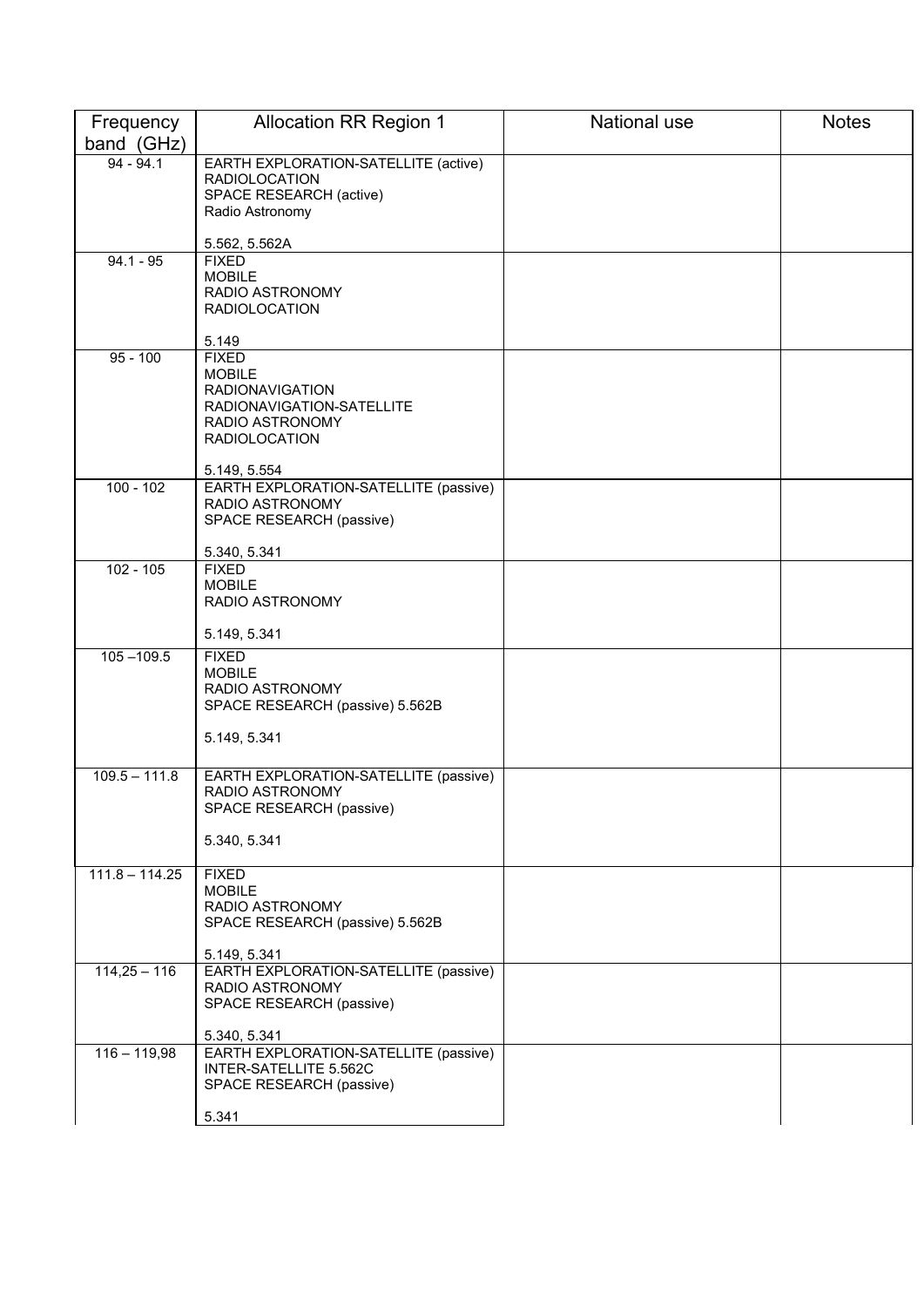| Frequency band (GHz) | Allocation RR Region 1 | National use | Notes |
|---|---|---|---|
| 94 - 94.1 | EARTH EXPLORATION-SATELLITE (active)<br>RADIOLOCATION<br>SPACE RESEARCH (active)<br>Radio Astronomy<br><br>5.562, 5.562A | | |
| 94.1 - 95 | FIXED<br>MOBILE<br>RADIO ASTRONOMY<br>RADIOLOCATION<br><br>5.149 | | |
| 95 - 100 | FIXED<br>MOBILE<br>RADIONAVIGATION<br>RADIONAVIGATION-SATELLITE<br>RADIO ASTRONOMY<br>RADIOLOCATION<br><br>5.149, 5.554 | | |
| 100 - 102 | EARTH EXPLORATION-SATELLITE (passive)<br>RADIO ASTRONOMY<br>SPACE RESEARCH (passive)<br><br>5.340, 5.341 | | |
| 102 - 105 | FIXED<br>MOBILE<br>RADIO ASTRONOMY<br><br>5.149, 5.341 | | |
| 105 –109.5 | FIXED<br>MOBILE<br>RADIO ASTRONOMY<br>SPACE RESEARCH (passive) 5.562B<br><br>5.149, 5.341 | | |
| 109.5 – 111.8 | EARTH EXPLORATION-SATELLITE (passive)<br>RADIO ASTRONOMY<br>SPACE RESEARCH (passive)<br><br>5.340, 5.341 | | |
| 111.8 – 114.25 | FIXED<br>MOBILE<br>RADIO ASTRONOMY<br>SPACE RESEARCH (passive) 5.562B<br><br>5.149, 5.341 | | |
| 114,25 – 116 | EARTH EXPLORATION-SATELLITE (passive)<br>RADIO ASTRONOMY<br>SPACE RESEARCH (passive)<br><br>5.340, 5.341 | | |
| 116 – 119,98 | EARTH EXPLORATION-SATELLITE (passive)<br>INTER-SATELLITE 5.562C<br>SPACE RESEARCH (passive)<br><br>5.341 | | |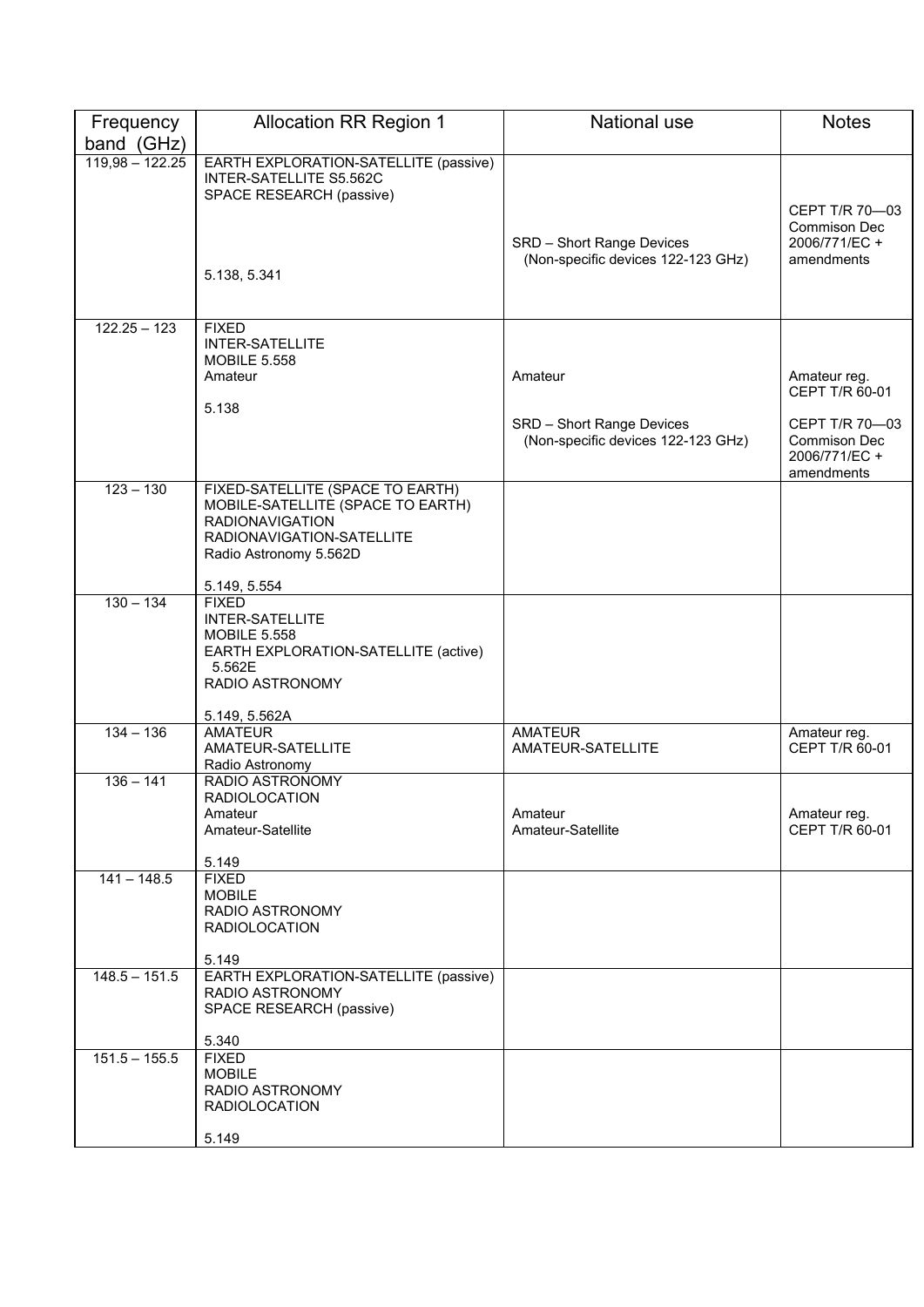| Frequency band (GHz) | Allocation RR Region 1 | National use | Notes |
|---|---|---|---|
| 119,98 – 122.25 | EARTH EXPLORATION-SATELLITE (passive)<br>INTER-SATELLITE S5.562C<br>SPACE RESEARCH (passive)<br><br>5.138, 5.341 | SRD – Short Range Devices (Non-specific devices 122-123 GHz) | CEPT T/R 70—03 Commison Dec 2006/771/EC + amendments |
| 122.25 – 123 | FIXED<br>INTER-SATELLITE<br>MOBILE 5.558<br>Amateur<br><br>5.138 | Amateur<br><br>SRD – Short Range Devices (Non-specific devices 122-123 GHz) | Amateur reg. CEPT T/R 60-01<br><br>CEPT T/R 70—03 Commison Dec 2006/771/EC + amendments |
| 123 – 130 | FIXED-SATELLITE (SPACE TO EARTH)<br>MOBILE-SATELLITE (SPACE TO EARTH)<br>RADIONAVIGATION<br>RADIONAVIGATION-SATELLITE<br>Radio Astronomy 5.562D<br><br>5.149, 5.554 | | |
| 130 – 134 | FIXED<br>INTER-SATELLITE<br>MOBILE 5.558<br>EARTH EXPLORATION-SATELLITE (active) 5.562E<br>RADIO ASTRONOMY<br><br>5.149, 5.562A | | |
| 134 – 136 | AMATEUR<br>AMATEUR-SATELLITE<br>Radio Astronomy | AMATEUR<br>AMATEUR-SATELLITE | Amateur reg. CEPT T/R 60-01 |
| 136 – 141 | RADIO ASTRONOMY<br>RADIOLOCATION<br>Amateur<br>Amateur-Satellite<br><br>5.149 | Amateur<br>Amateur-Satellite | Amateur reg. CEPT T/R 60-01 |
| 141 – 148.5 | FIXED<br>MOBILE<br>RADIO ASTRONOMY<br>RADIOLOCATION<br><br>5.149 | | |
| 148.5 – 151.5 | EARTH EXPLORATION-SATELLITE (passive)<br>RADIO ASTRONOMY<br>SPACE RESEARCH (passive)<br><br>5.340 | | |
| 151.5 – 155.5 | FIXED<br>MOBILE<br>RADIO ASTRONOMY<br>RADIOLOCATION<br><br>5.149 | | |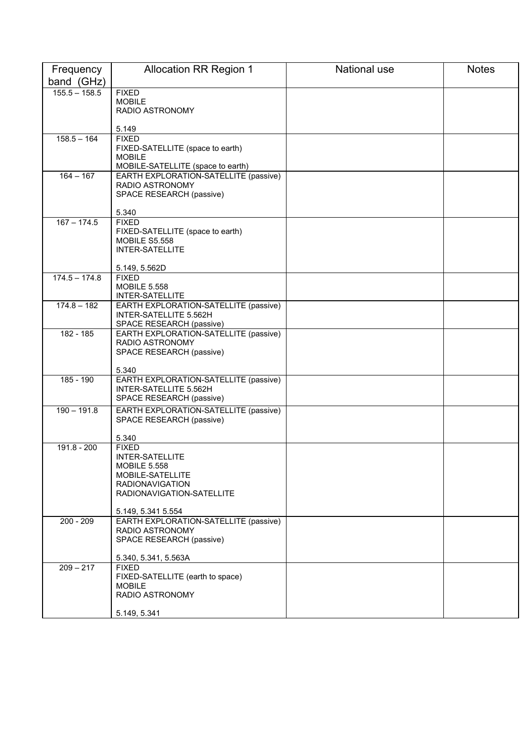| Frequency band (GHz) | Allocation RR Region 1 | National use | Notes |
|---|---|---|---|
| 155.5 – 158.5 | FIXED<br>MOBILE<br>RADIO ASTRONOMY<br><br>5.149 | | |
| 158.5 – 164 | FIXED<br>FIXED-SATELLITE (space to earth)<br>MOBILE<br>MOBILE-SATELLITE (space to earth) | | |
| 164 – 167 | EARTH EXPLORATION-SATELLITE (passive)<br>RADIO ASTRONOMY<br>SPACE RESEARCH (passive)<br><br>5.340 | | |
| 167 – 174.5 | FIXED<br>FIXED-SATELLITE (space to earth)<br>MOBILE S5.558<br>INTER-SATELLITE<br><br>5.149, 5.562D | | |
| 174.5 – 174.8 | FIXED<br>MOBILE 5.558<br>INTER-SATELLITE | | |
| 174.8 – 182 | EARTH EXPLORATION-SATELLITE (passive)<br>INTER-SATELLITE 5.562H<br>SPACE RESEARCH (passive) | | |
| 182 - 185 | EARTH EXPLORATION-SATELLITE (passive)<br>RADIO ASTRONOMY<br>SPACE RESEARCH (passive)<br><br>5.340 | | |
| 185 - 190 | EARTH EXPLORATION-SATELLITE (passive)<br>INTER-SATELLITE 5.562H<br>SPACE RESEARCH (passive) | | |
| 190 – 191.8 | EARTH EXPLORATION-SATELLITE (passive)<br>SPACE RESEARCH (passive)<br><br>5.340 | | |
| 191.8 - 200 | FIXED<br>INTER-SATELLITE<br>MOBILE 5.558<br>MOBILE-SATELLITE<br>RADIONAVIGATION<br>RADIONAVIGATION-SATELLITE<br><br>5.149, 5.341 5.554 | | |
| 200 - 209 | EARTH EXPLORATION-SATELLITE (passive)<br>RADIO ASTRONOMY<br>SPACE RESEARCH (passive)<br><br>5.340, 5.341, 5.563A | | |
| 209 – 217 | FIXED<br>FIXED-SATELLITE (earth to space)<br>MOBILE<br>RADIO ASTRONOMY<br><br>5.149, 5.341 | | |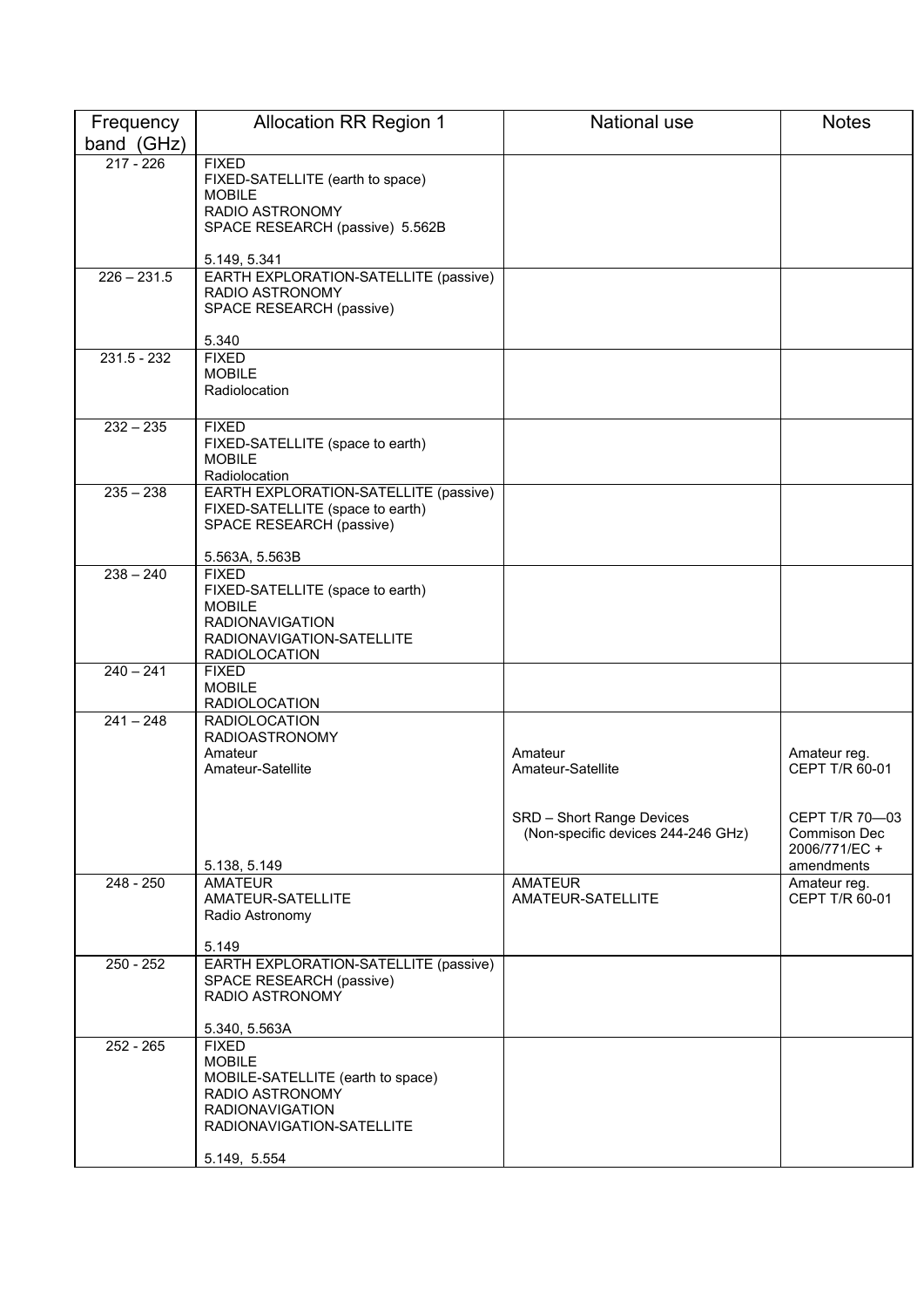| Frequency band (GHz) | Allocation RR Region 1 | National use | Notes |
|---|---|---|---|
| 217 - 226 | FIXED<br>FIXED-SATELLITE (earth to space)<br>MOBILE<br>RADIO ASTRONOMY<br>SPACE RESEARCH (passive) 5.562B<br><br>5.149, 5.341 | | |
| 226 – 231.5 | EARTH EXPLORATION-SATELLITE (passive)<br>RADIO ASTRONOMY<br>SPACE RESEARCH (passive)<br><br>5.340 | | |
| 231.5 - 232 | FIXED<br>MOBILE<br>Radiolocation | | |
| 232 – 235 | FIXED<br>FIXED-SATELLITE (space to earth)<br>MOBILE<br>Radiolocation | | |
| 235 – 238 | EARTH EXPLORATION-SATELLITE (passive)<br>FIXED-SATELLITE (space to earth)<br>SPACE RESEARCH (passive)<br><br>5.563A, 5.563B | | |
| 238 – 240 | FIXED<br>FIXED-SATELLITE (space to earth)<br>MOBILE<br>RADIONAVIGATION<br>RADIONAVIGATION-SATELLITE<br>RADIOLOCATION | | |
| 240 – 241 | FIXED<br>MOBILE<br>RADIOLOCATION | | |
| 241 – 248 | RADIOLOCATION<br>RADIOASTRONOMY<br>Amateur<br>Amateur-Satellite<br><br>5.138, 5.149 | Amateur<br>Amateur-Satellite<br><br>SRD – Short Range Devices (Non-specific devices 244-246 GHz) | Amateur reg. CEPT T/R 60-01<br><br>CEPT T/R 70—03 Commison Dec 2006/771/EC + amendments |
| 248 - 250 | AMATEUR<br>AMATEUR-SATELLITE<br>Radio Astronomy<br><br>5.149 | AMATEUR<br>AMATEUR-SATELLITE | Amateur reg. CEPT T/R 60-01 |
| 250 - 252 | EARTH EXPLORATION-SATELLITE (passive)<br>SPACE RESEARCH (passive)<br>RADIO ASTRONOMY<br><br>5.340, 5.563A | | |
| 252 - 265 | FIXED<br>MOBILE<br>MOBILE-SATELLITE (earth to space)<br>RADIO ASTRONOMY<br>RADIONAVIGATION<br>RADIONAVIGATION-SATELLITE<br><br>5.149, 5.554 | | |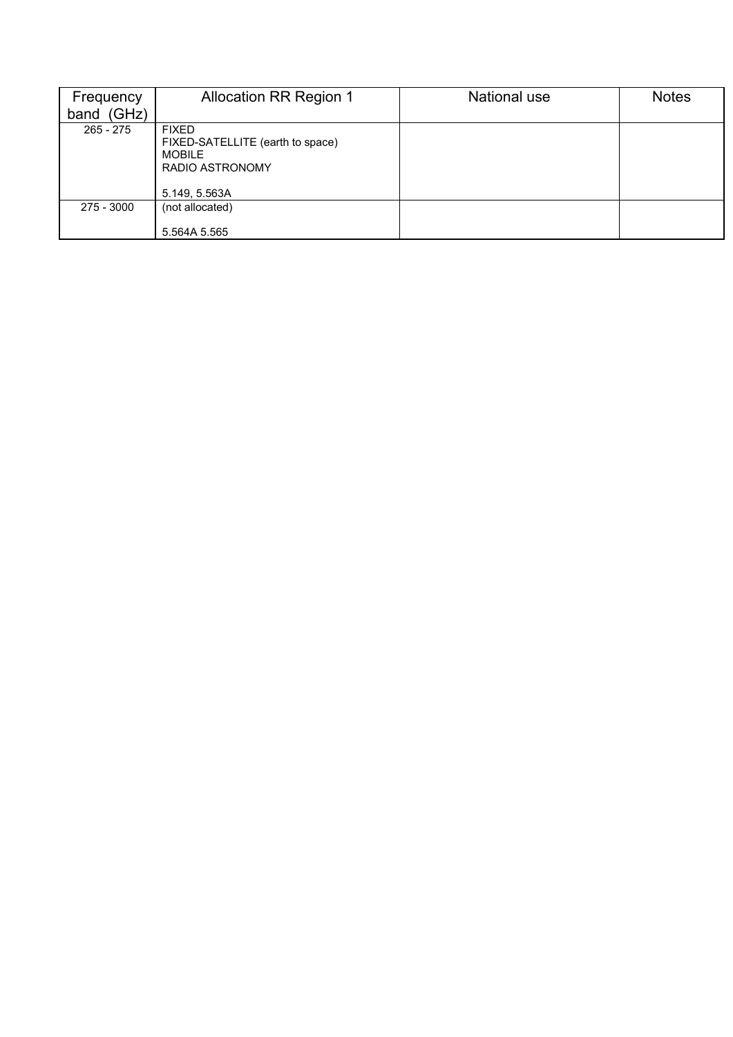| Frequency band (GHz) | Allocation RR Region 1 | National use | Notes |
|---|---|---|---|
| 265 - 275 | FIXED<br>FIXED-SATELLITE (earth to space)<br>MOBILE<br>RADIO ASTRONOMY<br><br>5.149, 5.563A | | |
| 275 - 3000 | (not allocated)<br><br>5.564A 5.565 | | |